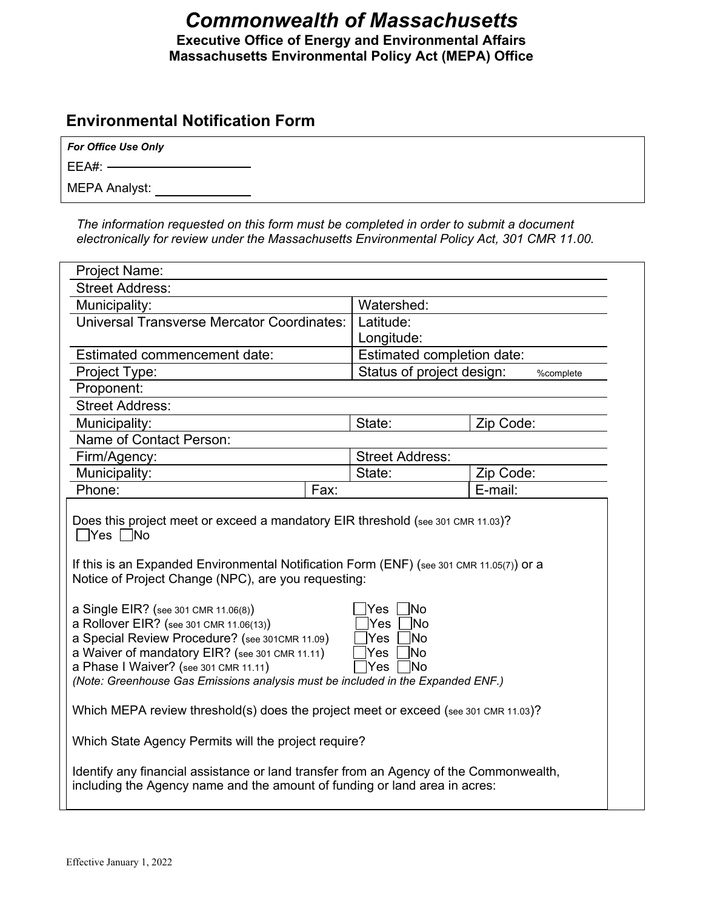# *Commonwealth of Massachusetts*

**Executive Office of Energy and Environmental Affairs**
**Massachusetts Environmental Policy Act (MEPA) Office**

## Environmental Notification Form

| ***For Office Use Only*** |
|---|
| EEA#: ____________________ |
| MEPA Analyst: ____________ |

*The information requested on this form must be completed in order to submit a document electronically for review under the Massachusetts Environmental Policy Act, 301 CMR 11.00.*

| | | | |
|---|---|---|---|
| Project Name: | | | |
| Street Address: | | | |
| Municipality: | | Watershed: | |
| Universal Transverse Mercator Coordinates: | | Latitude:<br>Longitude: | |
| Estimated commencement date: | | Estimated completion date: | |
| Project Type: | | Status of project design: %complete | |
| Proponent: | | | |
| Street Address: | | | |
| Municipality: | | State: | Zip Code: |
| Name of Contact Person: | | | |
| Firm/Agency: | | Street Address: | |
| Municipality: | | State: | Zip Code: |
| Phone: | Fax: | | E-mail: |

Does this project meet or exceed a mandatory EIR threshold (see 301 CMR 11.03)?
☐Yes ☐No

If this is an Expanded Environmental Notification Form (ENF) (see 301 CMR 11.05(7)) or a Notice of Project Change (NPC), are you requesting:

| | |
|---|---|
| a Single EIR? (see 301 CMR 11.06(8)) | ☐Yes ☐No |
| a Rollover EIR? (see 301 CMR 11.06(13)) | ☐Yes ☐No |
| a Special Review Procedure? (see 301CMR 11.09) | ☐Yes ☐No |
| a Waiver of mandatory EIR? (see 301 CMR 11.11) | ☐Yes ☐No |
| a Phase I Waiver? (see 301 CMR 11.11) | ☐Yes ☐No |

*(Note: Greenhouse Gas Emissions analysis must be included in the Expanded ENF.)*

Which MEPA review threshold(s) does the project meet or exceed (see 301 CMR 11.03)?

Which State Agency Permits will the project require?

Identify any financial assistance or land transfer from an Agency of the Commonwealth, including the Agency name and the amount of funding or land area in acres:

Effective January 1, 2022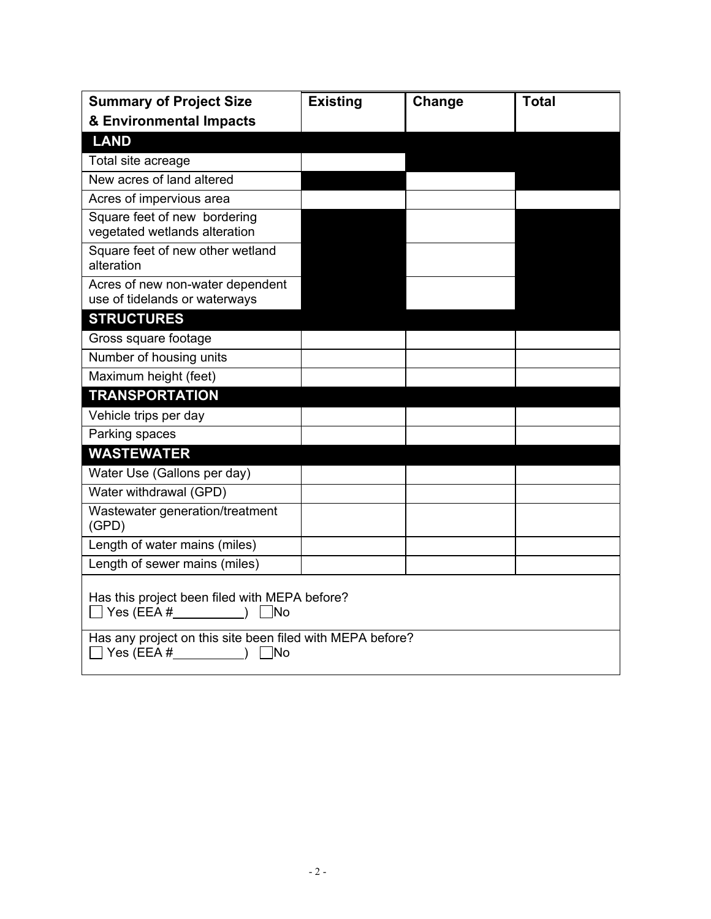| Summary of Project Size & Environmental Impacts | Existing | Change | Total |
|---|---|---|---|
| **LAND** | | | |
| Total site acreage | | | |
| New acres of land altered | | | |
| Acres of impervious area | | | |
| Square feet of new bordering vegetated wetlands alteration | | | |
| Square feet of new other wetland alteration | | | |
| Acres of new non-water dependent use of tidelands or waterways | | | |
| **STRUCTURES** | | | |
| Gross square footage | | | |
| Number of housing units | | | |
| Maximum height (feet) | | | |
| **TRANSPORTATION** | | | |
| Vehicle trips per day | | | |
| Parking spaces | | | |
| **WASTEWATER** | | | |
| Water Use (Gallons per day) | | | |
| Water withdrawal (GPD) | | | |
| Wastewater generation/treatment (GPD) | | | |
| Length of water mains (miles) | | | |
| Length of sewer mains (miles) | | | |

Has this project been filed with MEPA before?
☐ Yes (EEA #__________) ☐ No

Has any project on this site been filed with MEPA before?
☐ Yes (EEA #__________) ☐ No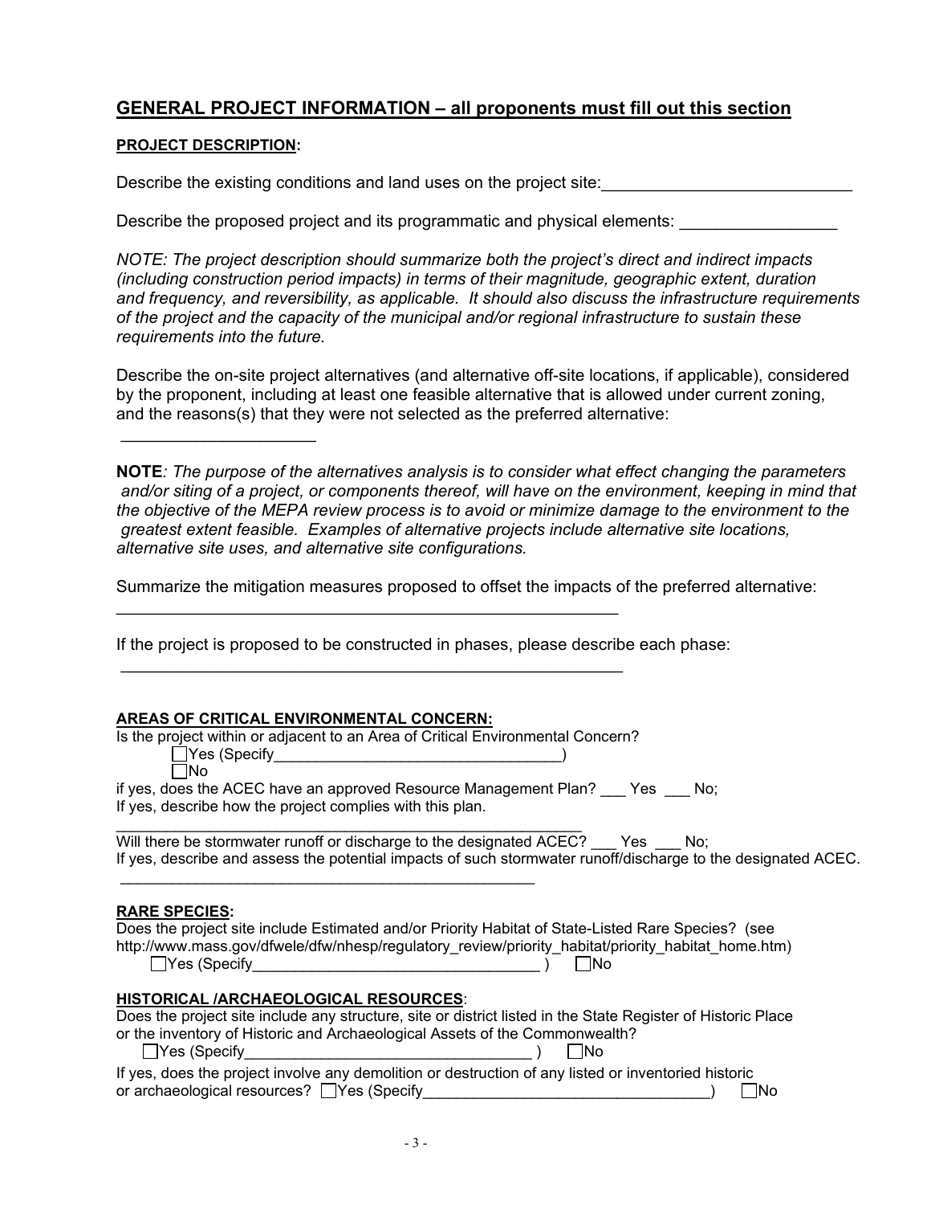## GENERAL PROJECT INFORMATION – all proponents must fill out this section

**PROJECT DESCRIPTION:**

Describe the existing conditions and land uses on the project site:___________________________

Describe the proposed project and its programmatic and physical elements: _________________

*NOTE: The project description should summarize both the project's direct and indirect impacts (including construction period impacts) in terms of their magnitude, geographic extent, duration and frequency, and reversibility, as applicable. It should also discuss the infrastructure requirements of the project and the capacity of the municipal and/or regional infrastructure to sustain these requirements into the future.*

Describe the on-site project alternatives (and alternative off-site locations, if applicable), considered by the proponent, including at least one feasible alternative that is allowed under current zoning, and the reasons(s) that they were not selected as the preferred alternative:

_____________________

**NOTE***: The purpose of the alternatives analysis is to consider what effect changing the parameters and/or siting of a project, or components thereof, will have on the environment, keeping in mind that the objective of the MEPA review process is to avoid or minimize damage to the environment to the greatest extent feasible. Examples of alternative projects include alternative site locations, alternative site uses, and alternative site configurations.*

Summarize the mitigation measures proposed to offset the impacts of the preferred alternative:
________________________________________________________

If the project is proposed to be constructed in phases, please describe each phase:
________________________________________________________

**AREAS OF CRITICAL ENVIRONMENTAL CONCERN:**

Is the project within or adjacent to an Area of Critical Environmental Concern?
- ☐ Yes (Specify__________________________________)
- ☐ No

if yes, does the ACEC have an approved Resource Management Plan? ___ Yes ___ No;
If yes, describe how the project complies with this plan.
________________________________________________________

Will there be stormwater runoff or discharge to the designated ACEC? ___ Yes ___ No;
If yes, describe and assess the potential impacts of such stormwater runoff/discharge to the designated ACEC.
__________________________________________________

**RARE SPECIES:**

Does the project site include Estimated and/or Priority Habitat of State-Listed Rare Species? (see http://www.mass.gov/dfwele/dfw/nhesp/regulatory_review/priority_habitat/priority_habitat_home.htm)
☐ Yes (Specify__________________________________ ) ☐ No

**HISTORICAL /ARCHAEOLOGICAL RESOURCES**:

Does the project site include any structure, site or district listed in the State Register of Historic Place or the inventory of Historic and Archaeological Assets of the Commonwealth?
☐ Yes (Specify__________________________________ ) ☐ No

If yes, does the project involve any demolition or destruction of any listed or inventoried historic or archaeological resources? ☐ Yes (Specify__________________________________) ☐ No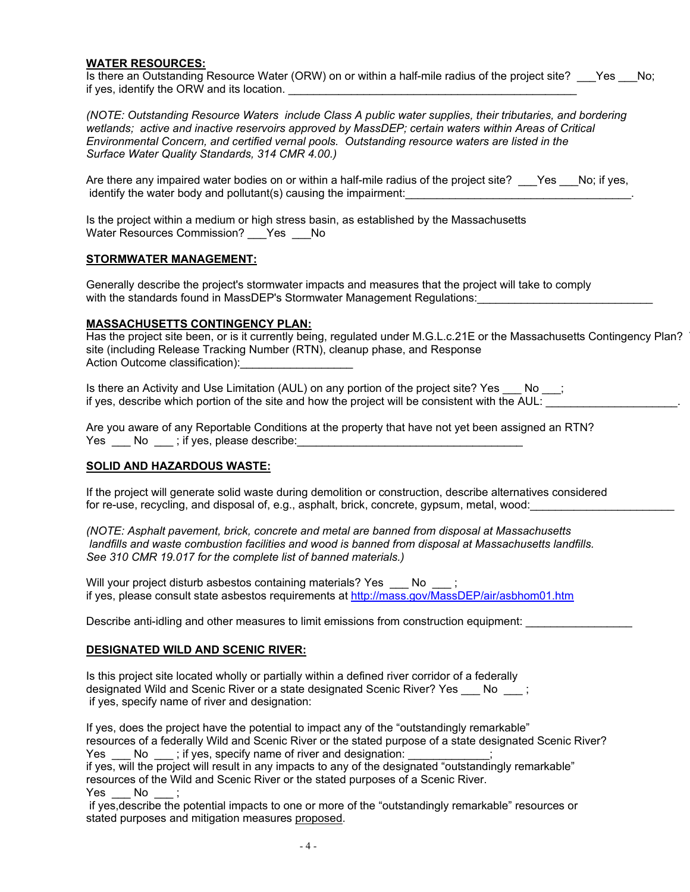**WATER RESOURCES:**

Is there an Outstanding Resource Water (ORW) on or within a half-mile radius of the project site? ___Yes ___No; if yes, identify the ORW and its location. ______________________________________________

*(NOTE: Outstanding Resource Waters include Class A public water supplies, their tributaries, and bordering wetlands; active and inactive reservoirs approved by MassDEP; certain waters within Areas of Critical Environmental Concern, and certified vernal pools. Outstanding resource waters are listed in the Surface Water Quality Standards, 314 CMR 4.00.)*

Are there any impaired water bodies on or within a half-mile radius of the project site? ___Yes ___No; if yes, identify the water body and pollutant(s) causing the impairment:___________________________________.

Is the project within a medium or high stress basin, as established by the Massachusetts Water Resources Commission? ___Yes ___No

**STORMWATER MANAGEMENT:**

Generally describe the project's stormwater impacts and measures that the project will take to comply with the standards found in MassDEP's Stormwater Management Regulations:___________________________

**MASSACHUSETTS CONTINGENCY PLAN:**

Has the project site been, or is it currently being, regulated under M.G.L.c.21E or the Massachusetts Contingency Plan? site (including Release Tracking Number (RTN), cleanup phase, and Response Action Outcome classification):_________________

Is there an Activity and Use Limitation (AUL) on any portion of the project site? Yes ___ No ___; if yes, describe which portion of the site and how the project will be consistent with the AUL: ____________________.

Are you aware of any Reportable Conditions at the property that have not yet been assigned an RTN? Yes ___ No ___ ; if yes, please describe:___________________________________

**SOLID AND HAZARDOUS WASTE:**

If the project will generate solid waste during demolition or construction, describe alternatives considered for re-use, recycling, and disposal of, e.g., asphalt, brick, concrete, gypsum, metal, wood:_______________________

*(NOTE: Asphalt pavement, brick, concrete and metal are banned from disposal at Massachusetts landfills and waste combustion facilities and wood is banned from disposal at Massachusetts landfills. See 310 CMR 19.017 for the complete list of banned materials.)*

Will your project disturb asbestos containing materials? Yes ___ No ___ ;
if yes, please consult state asbestos requirements at [http://mass.gov/MassDEP/air/asbhom01.htm](http://mass.gov/MassDEP/air/asbhom01.htm)

Describe anti-idling and other measures to limit emissions from construction equipment: ________________

**DESIGNATED WILD AND SCENIC RIVER:**

Is this project site located wholly or partially within a defined river corridor of a federally designated Wild and Scenic River or a state designated Scenic River? Yes ___ No ___ ;
if yes, specify name of river and designation:

If yes, does the project have the potential to impact any of the "outstandingly remarkable" resources of a federally Wild and Scenic River or the stated purpose of a state designated Scenic River? Yes ___ No ___ ; if yes, specify name of river and designation: ____________;
if yes, will the project will result in any impacts to any of the designated "outstandingly remarkable" resources of the Wild and Scenic River or the stated purposes of a Scenic River.
Yes ___ No ___ ;
if yes,describe the potential impacts to one or more of the "outstandingly remarkable" resources or stated purposes and mitigation measures proposed.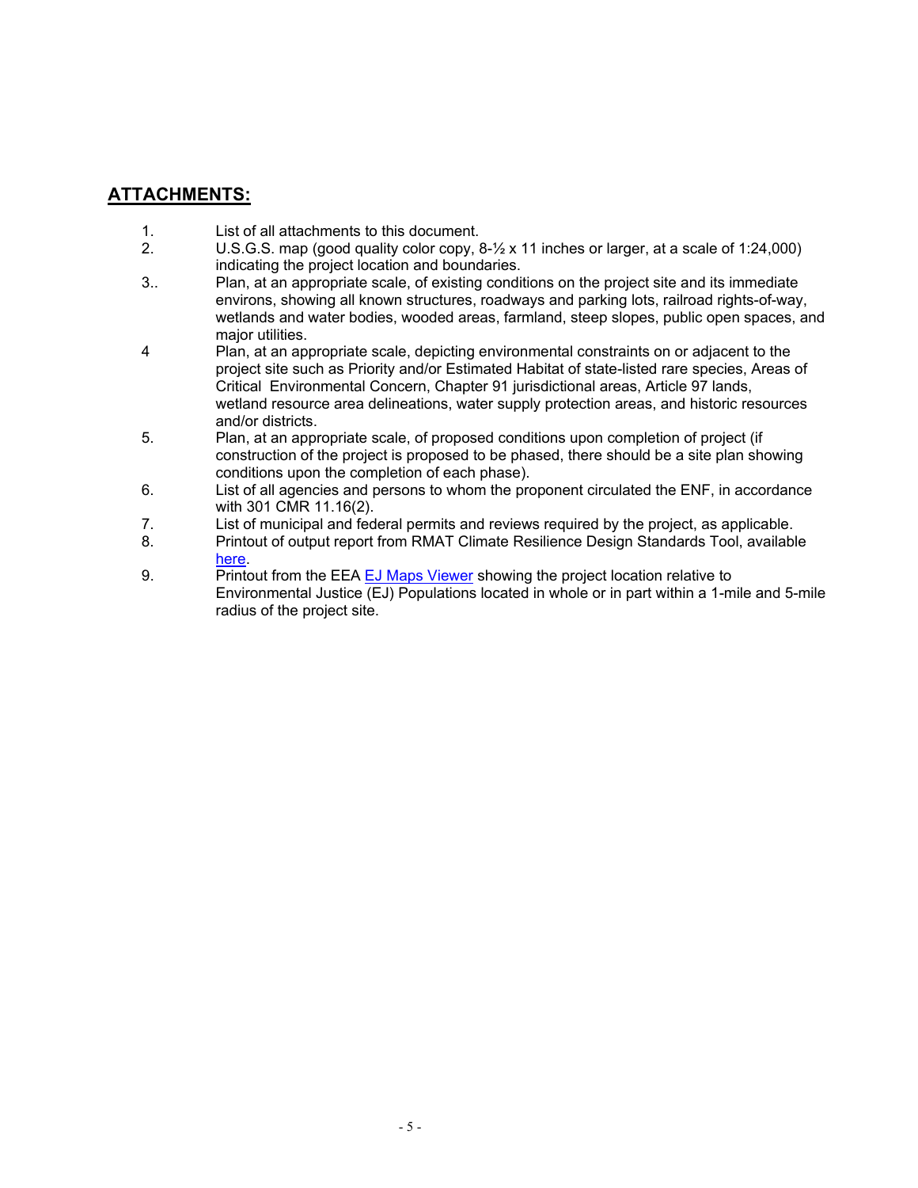## ATTACHMENTS:

1. List of all attachments to this document.
2. U.S.G.S. map (good quality color copy, 8-½ x 11 inches or larger, at a scale of 1:24,000) indicating the project location and boundaries.
3. Plan, at an appropriate scale, of existing conditions on the project site and its immediate environs, showing all known structures, roadways and parking lots, railroad rights-of-way, wetlands and water bodies, wooded areas, farmland, steep slopes, public open spaces, and major utilities.
4. Plan, at an appropriate scale, depicting environmental constraints on or adjacent to the project site such as Priority and/or Estimated Habitat of state-listed rare species, Areas of Critical Environmental Concern, Chapter 91 jurisdictional areas, Article 97 lands, wetland resource area delineations, water supply protection areas, and historic resources and/or districts.
5. Plan, at an appropriate scale, of proposed conditions upon completion of project (if construction of the project is proposed to be phased, there should be a site plan showing conditions upon the completion of each phase).
6. List of all agencies and persons to whom the proponent circulated the ENF, in accordance with 301 CMR 11.16(2).
7. List of municipal and federal permits and reviews required by the project, as applicable.
8. Printout of output report from RMAT Climate Resilience Design Standards Tool, available here.
9. Printout from the EEA EJ Maps Viewer showing the project location relative to Environmental Justice (EJ) Populations located in whole or in part within a 1-mile and 5-mile radius of the project site.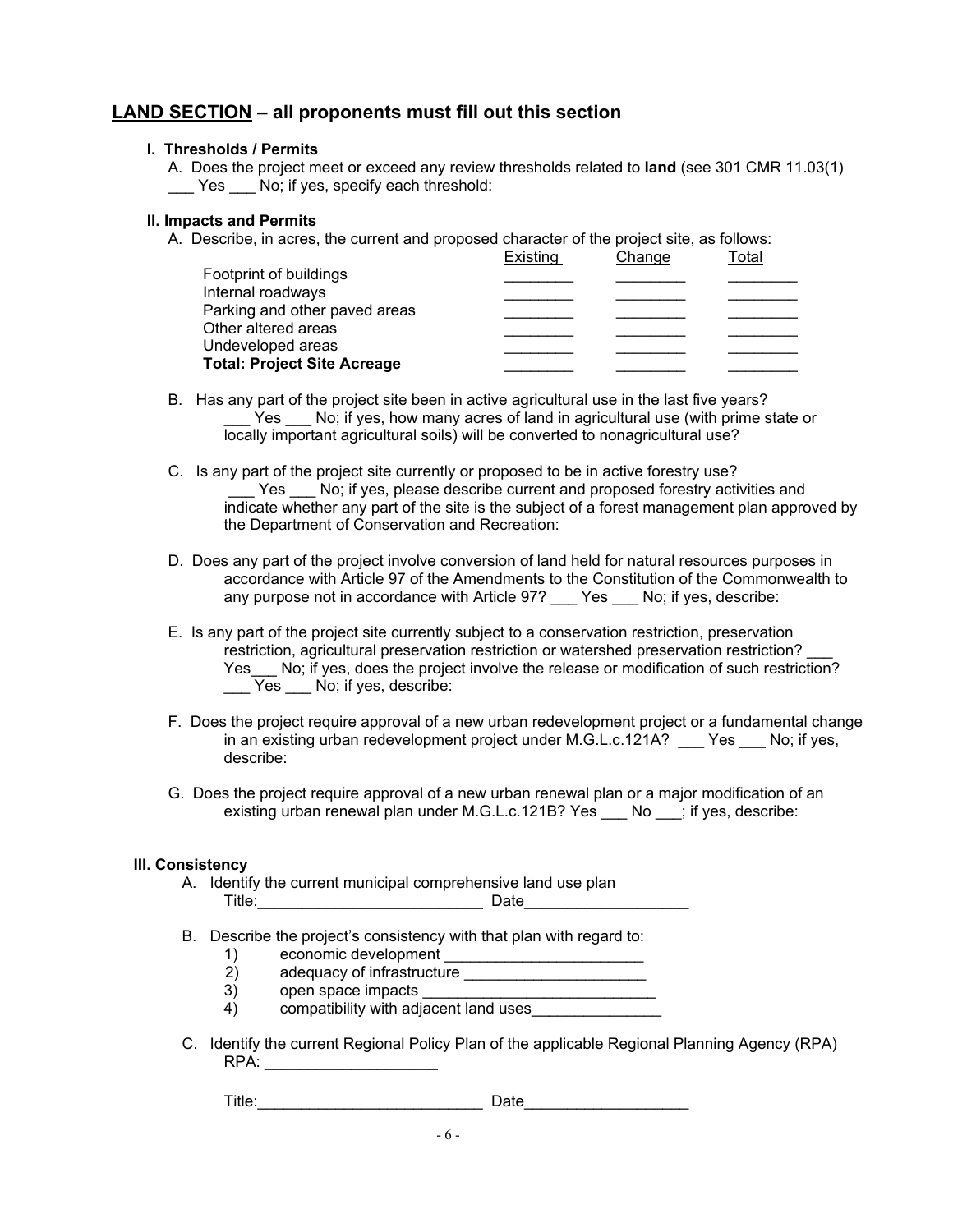## LAND SECTION – all proponents must fill out this section

### I. Thresholds / Permits

A. Does the project meet or exceed any review thresholds related to **land** (see 301 CMR 11.03(1) ___ Yes ___ No; if yes, specify each threshold:

### II. Impacts and Permits

A. Describe, in acres, the current and proposed character of the project site, as follows:

| | Existing | Change | Total |
|---|---|---|---|
| Footprint of buildings | ________ | ________ | ________ |
| Internal roadways | ________ | ________ | ________ |
| Parking and other paved areas | ________ | ________ | ________ |
| Other altered areas | ________ | ________ | ________ |
| Undeveloped areas | ________ | ________ | ________ |
| **Total: Project Site Acreage** | ________ | ________ | ________ |

B. Has any part of the project site been in active agricultural use in the last five years? ___ Yes ___ No; if yes, how many acres of land in agricultural use (with prime state or locally important agricultural soils) will be converted to nonagricultural use?

C. Is any part of the project site currently or proposed to be in active forestry use? ___ Yes ___ No; if yes, please describe current and proposed forestry activities and indicate whether any part of the site is the subject of a forest management plan approved by the Department of Conservation and Recreation:

D. Does any part of the project involve conversion of land held for natural resources purposes in accordance with Article 97 of the Amendments to the Constitution of the Commonwealth to any purpose not in accordance with Article 97? ___ Yes ___ No; if yes, describe:

E. Is any part of the project site currently subject to a conservation restriction, preservation restriction, agricultural preservation restriction or watershed preservation restriction? ___ Yes___ No; if yes, does the project involve the release or modification of such restriction? ___ Yes ___ No; if yes, describe:

F. Does the project require approval of a new urban redevelopment project or a fundamental change in an existing urban redevelopment project under M.G.L.c.121A? ___ Yes ___ No; if yes, describe:

G. Does the project require approval of a new urban renewal plan or a major modification of an existing urban renewal plan under M.G.L.c.121B? Yes ___ No ___; if yes, describe:

### III. Consistency

A. Identify the current municipal comprehensive land use plan
Title:__________________________ Date__________________

B. Describe the project's consistency with that plan with regard to:
1) economic development _______________________
2) adequacy of infrastructure _____________________
3) open space impacts ___________________________
4) compatibility with adjacent land uses_______________

C. Identify the current Regional Policy Plan of the applicable Regional Planning Agency (RPA)
RPA: ____________________

Title:__________________________ Date__________________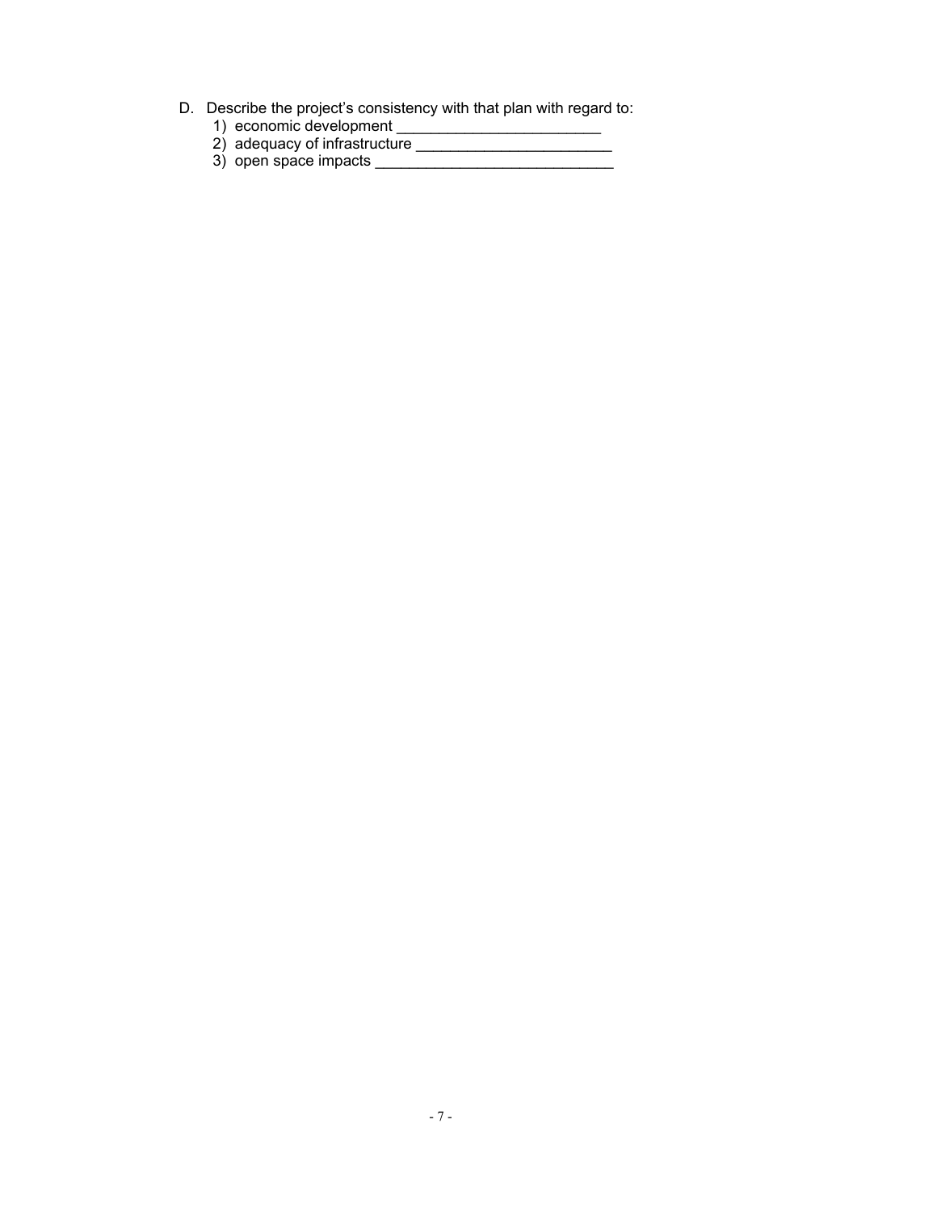D. Describe the project's consistency with that plan with regard to:
   1) economic development ________________________
   2) adequacy of infrastructure _______________________
   3) open space impacts ____________________________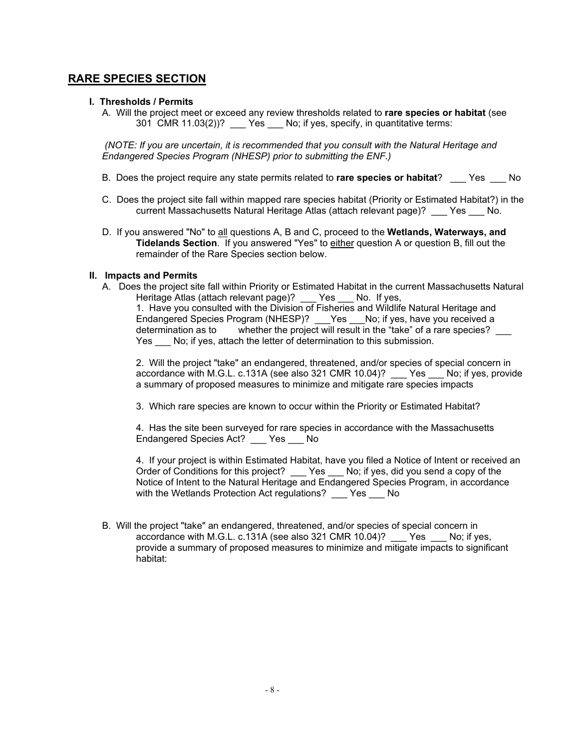## RARE SPECIES SECTION

**I. Thresholds / Permits**

A. Will the project meet or exceed any review thresholds related to **rare species or habitat** (see 301 CMR 11.03(2))? ___ Yes ___ No; if yes, specify, in quantitative terms:

*(NOTE: If you are uncertain, it is recommended that you consult with the Natural Heritage and Endangered Species Program (NHESP) prior to submitting the ENF.)*

B. Does the project require any state permits related to **rare species or habitat**? ___ Yes ___ No

C. Does the project site fall within mapped rare species habitat (Priority or Estimated Habitat?) in the current Massachusetts Natural Heritage Atlas (attach relevant page)? ___ Yes ___ No.

D. If you answered "No" to all questions A, B and C, proceed to the **Wetlands, Waterways, and Tidelands Section**. If you answered "Yes" to either question A or question B, fill out the remainder of the Rare Species section below.

**II. Impacts and Permits**

A. Does the project site fall within Priority or Estimated Habitat in the current Massachusetts Natural Heritage Atlas (attach relevant page)? ___ Yes ___ No. If yes,

1. Have you consulted with the Division of Fisheries and Wildlife Natural Heritage and Endangered Species Program (NHESP)? ___Yes ___No; if yes, have you received a determination as to whether the project will result in the "take" of a rare species? ___ Yes ___ No; if yes, attach the letter of determination to this submission.

2. Will the project "take" an endangered, threatened, and/or species of special concern in accordance with M.G.L. c.131A (see also 321 CMR 10.04)? ___ Yes ___ No; if yes, provide a summary of proposed measures to minimize and mitigate rare species impacts

3. Which rare species are known to occur within the Priority or Estimated Habitat?

4. Has the site been surveyed for rare species in accordance with the Massachusetts Endangered Species Act? ___ Yes ___ No

4. If your project is within Estimated Habitat, have you filed a Notice of Intent or received an Order of Conditions for this project? ___ Yes ___ No; if yes, did you send a copy of the Notice of Intent to the Natural Heritage and Endangered Species Program, in accordance with the Wetlands Protection Act regulations? ___ Yes ___ No

B. Will the project "take" an endangered, threatened, and/or species of special concern in accordance with M.G.L. c.131A (see also 321 CMR 10.04)? ___ Yes ___ No; if yes, provide a summary of proposed measures to minimize and mitigate impacts to significant habitat: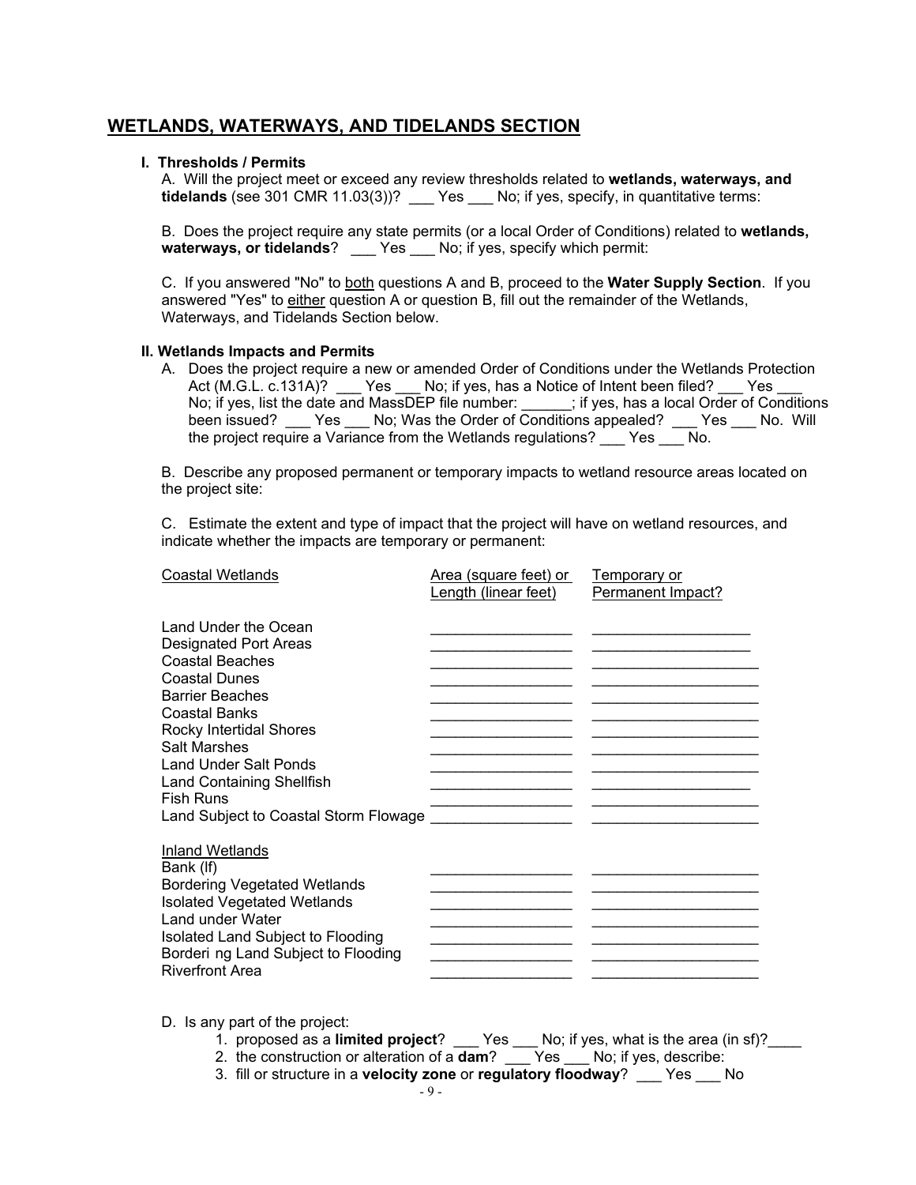## WETLANDS, WATERWAYS, AND TIDELANDS SECTION

**I. Thresholds / Permits**

A. Will the project meet or exceed any review thresholds related to **wetlands, waterways, and tidelands** (see 301 CMR 11.03(3))? ___ Yes ___ No; if yes, specify, in quantitative terms:

B. Does the project require any state permits (or a local Order of Conditions) related to **wetlands, waterways, or tidelands**? ___ Yes ___ No; if yes, specify which permit:

C. If you answered "No" to both questions A and B, proceed to the **Water Supply Section**. If you answered "Yes" to either question A or question B, fill out the remainder of the Wetlands, Waterways, and Tidelands Section below.

**II. Wetlands Impacts and Permits**

A. Does the project require a new or amended Order of Conditions under the Wetlands Protection Act (M.G.L. c.131A)? ___ Yes ___ No; if yes, has a Notice of Intent been filed? ___ Yes ___ No; if yes, list the date and MassDEP file number: ______; if yes, has a local Order of Conditions been issued? ___ Yes ___ No; Was the Order of Conditions appealed? ___ Yes ___ No. Will the project require a Variance from the Wetlands regulations? ___ Yes ___ No.

B. Describe any proposed permanent or temporary impacts to wetland resource areas located on the project site:

C. Estimate the extent and type of impact that the project will have on wetland resources, and indicate whether the impacts are temporary or permanent:

| Coastal Wetlands | Area (square feet) or Length (linear feet) | Temporary or Permanent Impact? |
|---|---|---|
| Land Under the Ocean | ________________ | ________________ |
| Designated Port Areas | ________________ | ________________ |
| Coastal Beaches | ________________ | ________________ |
| Coastal Dunes | ________________ | ________________ |
| Barrier Beaches | ________________ | ________________ |
| Coastal Banks | ________________ | ________________ |
| Rocky Intertidal Shores | ________________ | ________________ |
| Salt Marshes | ________________ | ________________ |
| Land Under Salt Ponds | ________________ | ________________ |
| Land Containing Shellfish | ________________ | ________________ |
| Fish Runs | ________________ | ________________ |
| Land Subject to Coastal Storm Flowage | ________________ | ________________ |
| **Inland Wetlands** | | |
| Bank (lf) | ________________ | ________________ |
| Bordering Vegetated Wetlands | ________________ | ________________ |
| Isolated Vegetated Wetlands | ________________ | ________________ |
| Land under Water | ________________ | ________________ |
| Isolated Land Subject to Flooding | ________________ | ________________ |
| Borderi ng Land Subject to Flooding | ________________ | ________________ |
| Riverfront Area | ________________ | ________________ |

D. Is any part of the project:

1. proposed as a **limited project**? ___ Yes ___ No; if yes, what is the area (in sf)?____
2. the construction or alteration of a **dam**? ___ Yes ___ No; if yes, describe:
3. fill or structure in a **velocity zone** or **regulatory floodway**? ___ Yes ___ No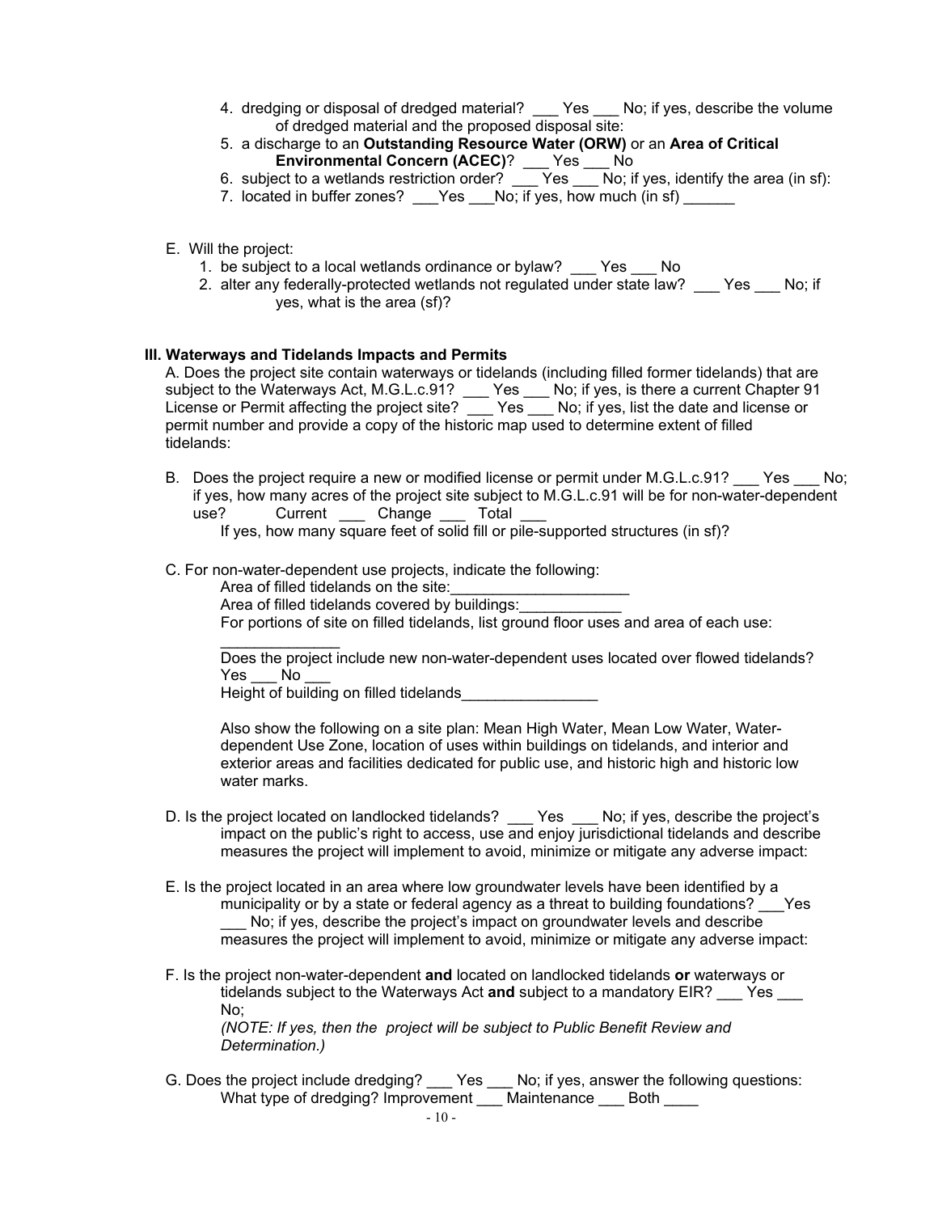4. dredging or disposal of dredged material? ___ Yes ___ No; if yes, describe the volume of dredged material and the proposed disposal site:
5. a discharge to an **Outstanding Resource Water (ORW)** or an **Area of Critical Environmental Concern (ACEC)**? ___ Yes ___ No
6. subject to a wetlands restriction order? ___ Yes ___ No; if yes, identify the area (in sf):
7. located in buffer zones? ___Yes ___No; if yes, how much (in sf) ______

E. Will the project:
   1. be subject to a local wetlands ordinance or bylaw? ___ Yes ___ No
   2. alter any federally-protected wetlands not regulated under state law? ___ Yes ___ No; if yes, what is the area (sf)?

**III. Waterways and Tidelands Impacts and Permits**

A. Does the project site contain waterways or tidelands (including filled former tidelands) that are subject to the Waterways Act, M.G.L.c.91? ___ Yes ___ No; if yes, is there a current Chapter 91 License or Permit affecting the project site? ___ Yes ___ No; if yes, list the date and license or permit number and provide a copy of the historic map used to determine extent of filled tidelands:

B. Does the project require a new or modified license or permit under M.G.L.c.91? ___ Yes ___ No; if yes, how many acres of the project site subject to M.G.L.c.91 will be for non-water-dependent use? Current ___ Change ___ Total ___
   If yes, how many square feet of solid fill or pile-supported structures (in sf)?

C. For non-water-dependent use projects, indicate the following:
   Area of filled tidelands on the site:_____________________
   Area of filled tidelands covered by buildings:____________
   For portions of site on filled tidelands, list ground floor uses and area of each use: ______________
   Does the project include new non-water-dependent uses located over flowed tidelands? Yes ___ No ___
   Height of building on filled tidelands________________

   Also show the following on a site plan: Mean High Water, Mean Low Water, Water-dependent Use Zone, location of uses within buildings on tidelands, and interior and exterior areas and facilities dedicated for public use, and historic high and historic low water marks.

D. Is the project located on landlocked tidelands? ___ Yes ___ No; if yes, describe the project's impact on the public's right to access, use and enjoy jurisdictional tidelands and describe measures the project will implement to avoid, minimize or mitigate any adverse impact:

E. Is the project located in an area where low groundwater levels have been identified by a municipality or by a state or federal agency as a threat to building foundations? ___Yes ___ No; if yes, describe the project's impact on groundwater levels and describe measures the project will implement to avoid, minimize or mitigate any adverse impact:

F. Is the project non-water-dependent **and** located on landlocked tidelands **or** waterways or tidelands subject to the Waterways Act **and** subject to a mandatory EIR? ___ Yes ___ No;
   *(NOTE: If yes, then the project will be subject to Public Benefit Review and Determination.)*

G. Does the project include dredging? ___ Yes ___ No; if yes, answer the following questions:
   What type of dredging? Improvement ___ Maintenance ___ Both ____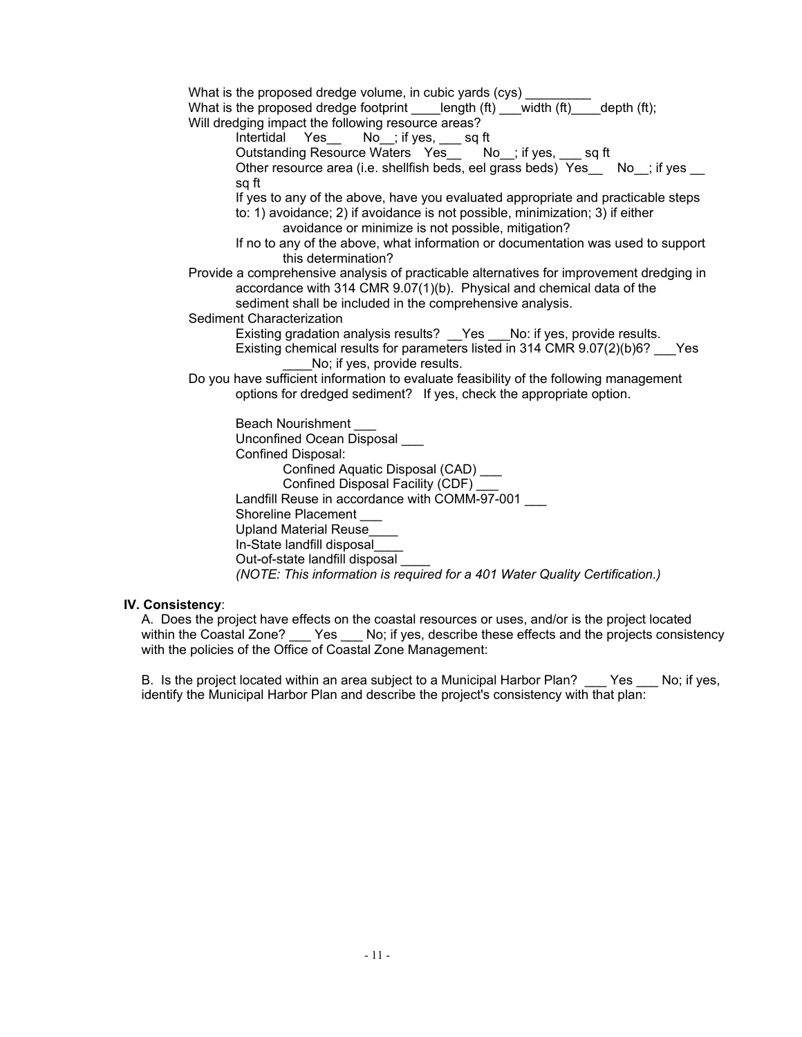What is the proposed dredge volume, in cubic yards (cys) _________
What is the proposed dredge footprint ____length (ft) ___width (ft)____depth (ft);
Will dredging impact the following resource areas?

- Intertidal Yes__ No__; if yes, ___ sq ft
- Outstanding Resource Waters Yes__ No__; if yes, ___ sq ft
- Other resource area (i.e. shellfish beds, eel grass beds) Yes__ No__; if yes __ sq ft
- If yes to any of the above, have you evaluated appropriate and practicable steps to: 1) avoidance; 2) if avoidance is not possible, minimization; 3) if either avoidance or minimize is not possible, mitigation?
- If no to any of the above, what information or documentation was used to support this determination?

Provide a comprehensive analysis of practicable alternatives for improvement dredging in accordance with 314 CMR 9.07(1)(b). Physical and chemical data of the sediment shall be included in the comprehensive analysis.

Sediment Characterization

- Existing gradation analysis results? __Yes ___No: if yes, provide results.
- Existing chemical results for parameters listed in 314 CMR 9.07(2)(b)6? ___Yes ____No; if yes, provide results.

Do you have sufficient information to evaluate feasibility of the following management options for dredged sediment? If yes, check the appropriate option.

- Beach Nourishment ___
- Unconfined Ocean Disposal ___
- Confined Disposal:
  - Confined Aquatic Disposal (CAD) ___
  - Confined Disposal Facility (CDF) ___
- Landfill Reuse in accordance with COMM-97-001 ___
- Shoreline Placement ___
- Upland Material Reuse____
- In-State landfill disposal____
- Out-of-state landfill disposal ____

*(NOTE: This information is required for a 401 Water Quality Certification.)*

**IV. Consistency**:

A. Does the project have effects on the coastal resources or uses, and/or is the project located within the Coastal Zone? ___ Yes ___ No; if yes, describe these effects and the projects consistency with the policies of the Office of Coastal Zone Management:

B. Is the project located within an area subject to a Municipal Harbor Plan? ___ Yes ___ No; if yes, identify the Municipal Harbor Plan and describe the project's consistency with that plan: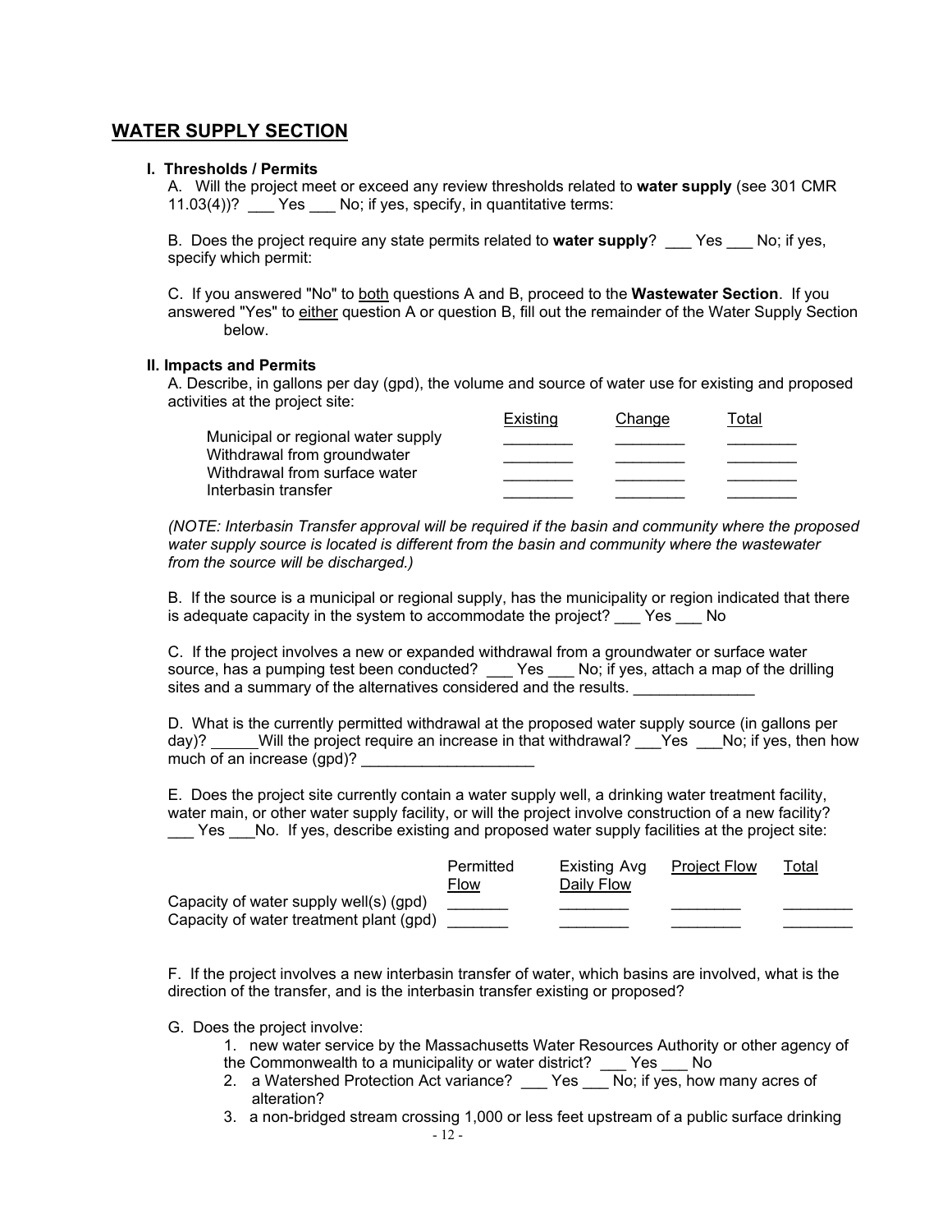## WATER SUPPLY SECTION

**I. Thresholds / Permits**

A. Will the project meet or exceed any review thresholds related to **water supply** (see 301 CMR 11.03(4))? ___ Yes ___ No; if yes, specify, in quantitative terms:

B. Does the project require any state permits related to **water supply**? ___ Yes ___ No; if yes, specify which permit:

C. If you answered "No" to <u>both</u> questions A and B, proceed to the **Wastewater Section**. If you answered "Yes" to <u>either</u> question A or question B, fill out the remainder of the Water Supply Section below.

**II. Impacts and Permits**

A. Describe, in gallons per day (gpd), the volume and source of water use for existing and proposed activities at the project site:

| | Existing | Change | Total |
|---|---|---|---|
| Municipal or regional water supply | ________ | ________ | ________ |
| Withdrawal from groundwater | ________ | ________ | ________ |
| Withdrawal from surface water | ________ | ________ | ________ |
| Interbasin transfer | ________ | ________ | ________ |

*(NOTE: Interbasin Transfer approval will be required if the basin and community where the proposed water supply source is located is different from the basin and community where the wastewater from the source will be discharged.)*

B. If the source is a municipal or regional supply, has the municipality or region indicated that there is adequate capacity in the system to accommodate the project? ___ Yes ___ No

C. If the project involves a new or expanded withdrawal from a groundwater or surface water source, has a pumping test been conducted? ___ Yes ___ No; if yes, attach a map of the drilling sites and a summary of the alternatives considered and the results. ______________

D. What is the currently permitted withdrawal at the proposed water supply source (in gallons per day)? ______Will the project require an increase in that withdrawal? ___Yes ___No; if yes, then how much of an increase (gpd)? ____________________

E. Does the project site currently contain a water supply well, a drinking water treatment facility, water main, or other water supply facility, or will the project involve construction of a new facility? ___ Yes ___No. If yes, describe existing and proposed water supply facilities at the project site:

| | Permitted Flow | Existing Avg Daily Flow | Project Flow | Total |
|---|---|---|---|---|
| Capacity of water supply well(s) (gpd) | _______ | ________ | ________ | ________ |
| Capacity of water treatment plant (gpd) | _______ | ________ | ________ | ________ |

F. If the project involves a new interbasin transfer of water, which basins are involved, what is the direction of the transfer, and is the interbasin transfer existing or proposed?

G. Does the project involve:

1. new water service by the Massachusetts Water Resources Authority or other agency of the Commonwealth to a municipality or water district? ___ Yes ___ No
2. a Watershed Protection Act variance? ___ Yes ___ No; if yes, how many acres of alteration?
3. a non-bridged stream crossing 1,000 or less feet upstream of a public surface drinking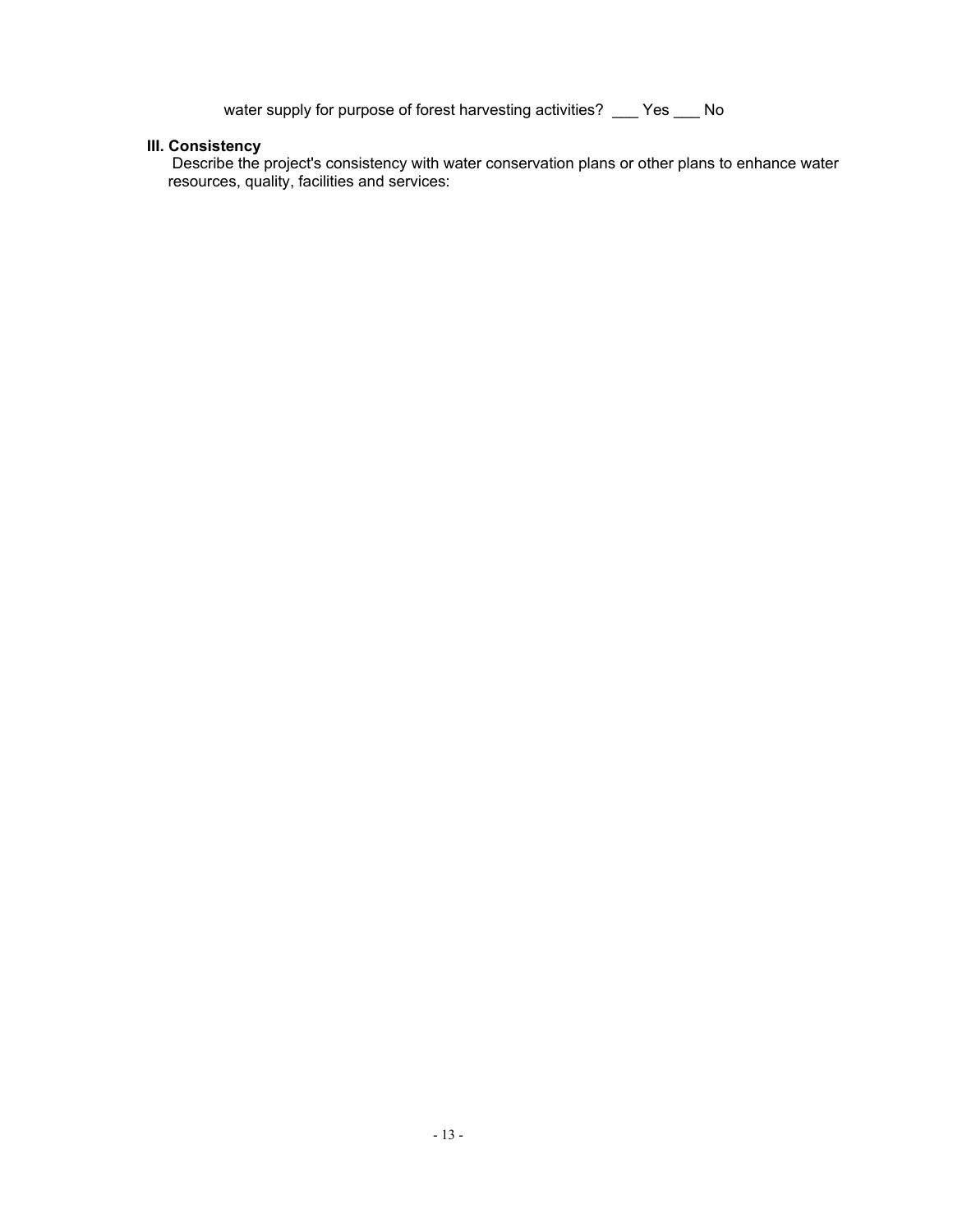water supply for purpose of forest harvesting activities? ___ Yes ___ No

**III. Consistency**

Describe the project's consistency with water conservation plans or other plans to enhance water resources, quality, facilities and services: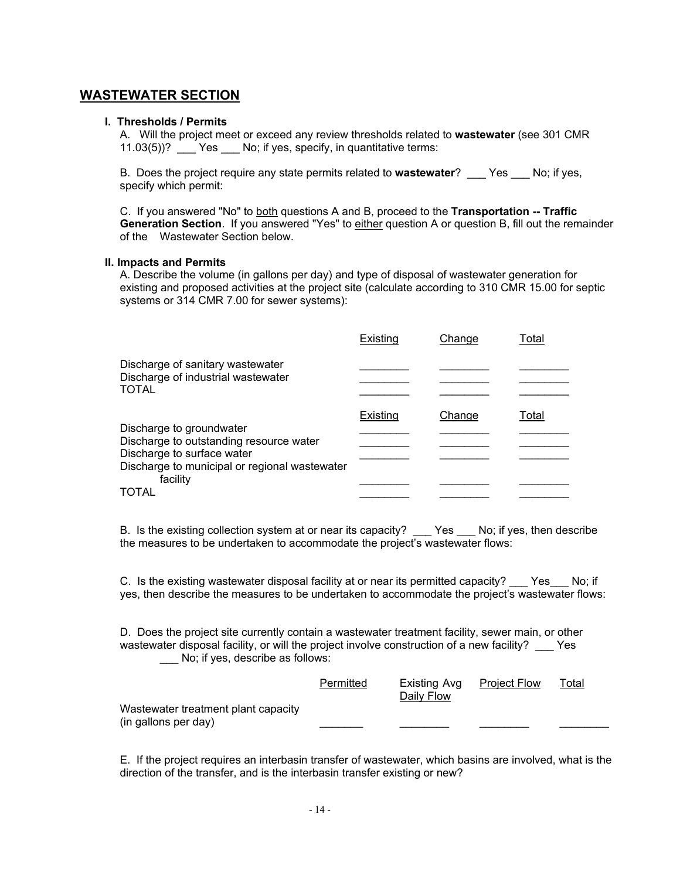## WASTEWATER SECTION

**I. Thresholds / Permits**

A. Will the project meet or exceed any review thresholds related to **wastewater** (see 301 CMR 11.03(5))? ___ Yes ___ No; if yes, specify, in quantitative terms:

B. Does the project require any state permits related to **wastewater**? ___ Yes ___ No; if yes, specify which permit:

C. If you answered "No" to both questions A and B, proceed to the **Transportation -- Traffic Generation Section**. If you answered "Yes" to either question A or question B, fill out the remainder of the Wastewater Section below.

**II. Impacts and Permits**

A. Describe the volume (in gallons per day) and type of disposal of wastewater generation for existing and proposed activities at the project site (calculate according to 310 CMR 15.00 for septic systems or 314 CMR 7.00 for sewer systems):

| | Existing | Change | Total |
|---|---|---|---|
| Discharge of sanitary wastewater | ________ | ________ | ________ |
| Discharge of industrial wastewater | ________ | ________ | ________ |
| TOTAL | ________ | ________ | ________ |

| | Existing | Change | Total |
|---|---|---|---|
| Discharge to groundwater | ________ | ________ | ________ |
| Discharge to outstanding resource water | ________ | ________ | ________ |
| Discharge to surface water | ________ | ________ | ________ |
| Discharge to municipal or regional wastewater facility | ________ | ________ | ________ |
| TOTAL | ________ | ________ | ________ |

B. Is the existing collection system at or near its capacity? ___ Yes ___ No; if yes, then describe the measures to be undertaken to accommodate the project's wastewater flows:

C. Is the existing wastewater disposal facility at or near its permitted capacity? ___ Yes___ No; if yes, then describe the measures to be undertaken to accommodate the project's wastewater flows:

D. Does the project site currently contain a wastewater treatment facility, sewer main, or other wastewater disposal facility, or will the project involve construction of a new facility? ___ Yes ___ No; if yes, describe as follows:

| | Permitted | Existing Avg Daily Flow | Project Flow | Total |
|---|---|---|---|---|
| Wastewater treatment plant capacity (in gallons per day) | _______ | ________ | ________ | ________ |

E. If the project requires an interbasin transfer of wastewater, which basins are involved, what is the direction of the transfer, and is the interbasin transfer existing or new?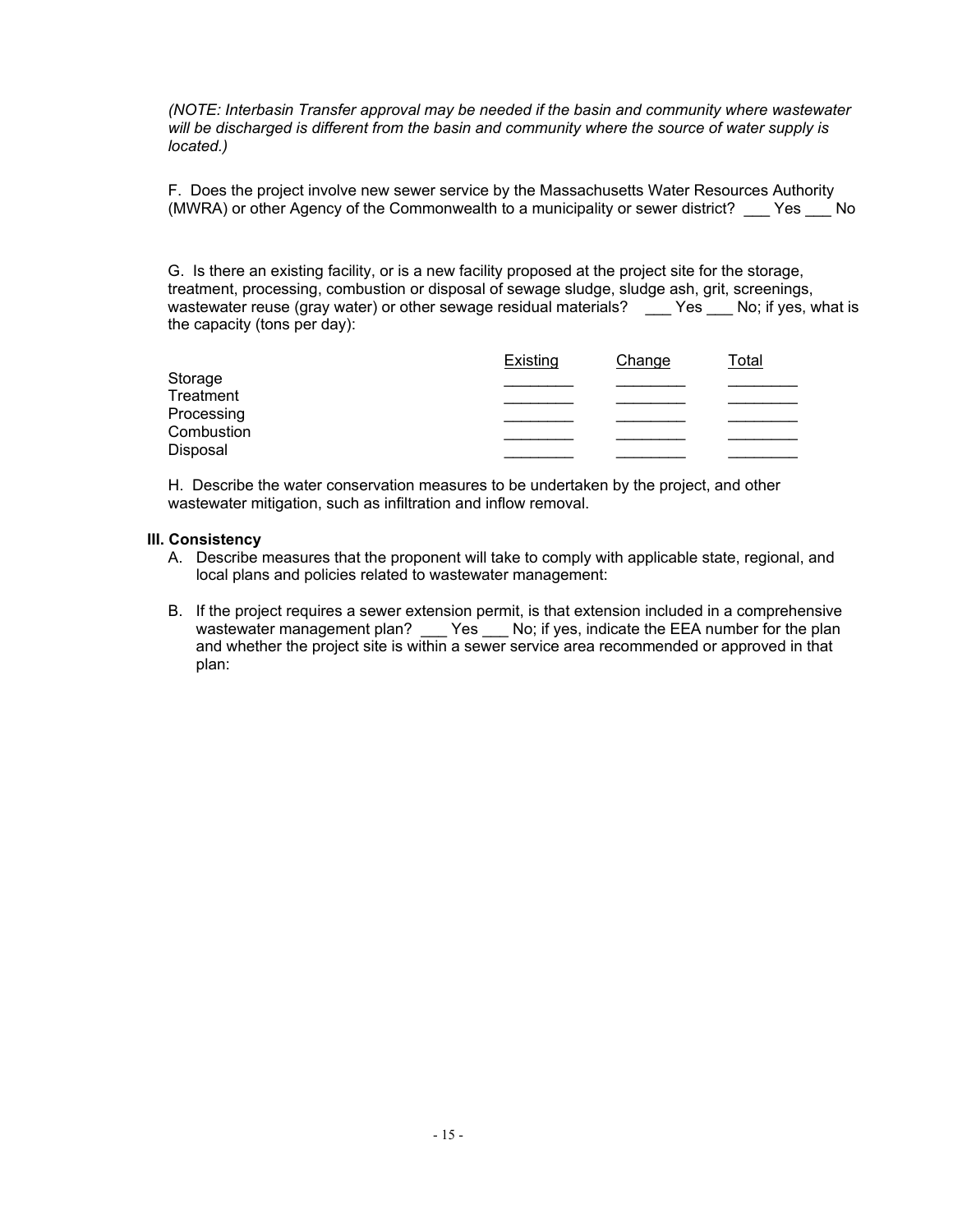*(NOTE: Interbasin Transfer approval may be needed if the basin and community where wastewater will be discharged is different from the basin and community where the source of water supply is located.)*

F. Does the project involve new sewer service by the Massachusetts Water Resources Authority (MWRA) or other Agency of the Commonwealth to a municipality or sewer district? ___ Yes ___ No

G. Is there an existing facility, or is a new facility proposed at the project site for the storage, treatment, processing, combustion or disposal of sewage sludge, sludge ash, grit, screenings, wastewater reuse (gray water) or other sewage residual materials? ___ Yes ___ No; if yes, what is the capacity (tons per day):

| | Existing | Change | Total |
|---|---|---|---|
| Storage | ________ | ________ | ________ |
| Treatment | ________ | ________ | ________ |
| Processing | ________ | ________ | ________ |
| Combustion | ________ | ________ | ________ |
| Disposal | ________ | ________ | ________ |

H. Describe the water conservation measures to be undertaken by the project, and other wastewater mitigation, such as infiltration and inflow removal.

**III. Consistency**

A. Describe measures that the proponent will take to comply with applicable state, regional, and local plans and policies related to wastewater management:

B. If the project requires a sewer extension permit, is that extension included in a comprehensive wastewater management plan? ___ Yes ___ No; if yes, indicate the EEA number for the plan and whether the project site is within a sewer service area recommended or approved in that plan: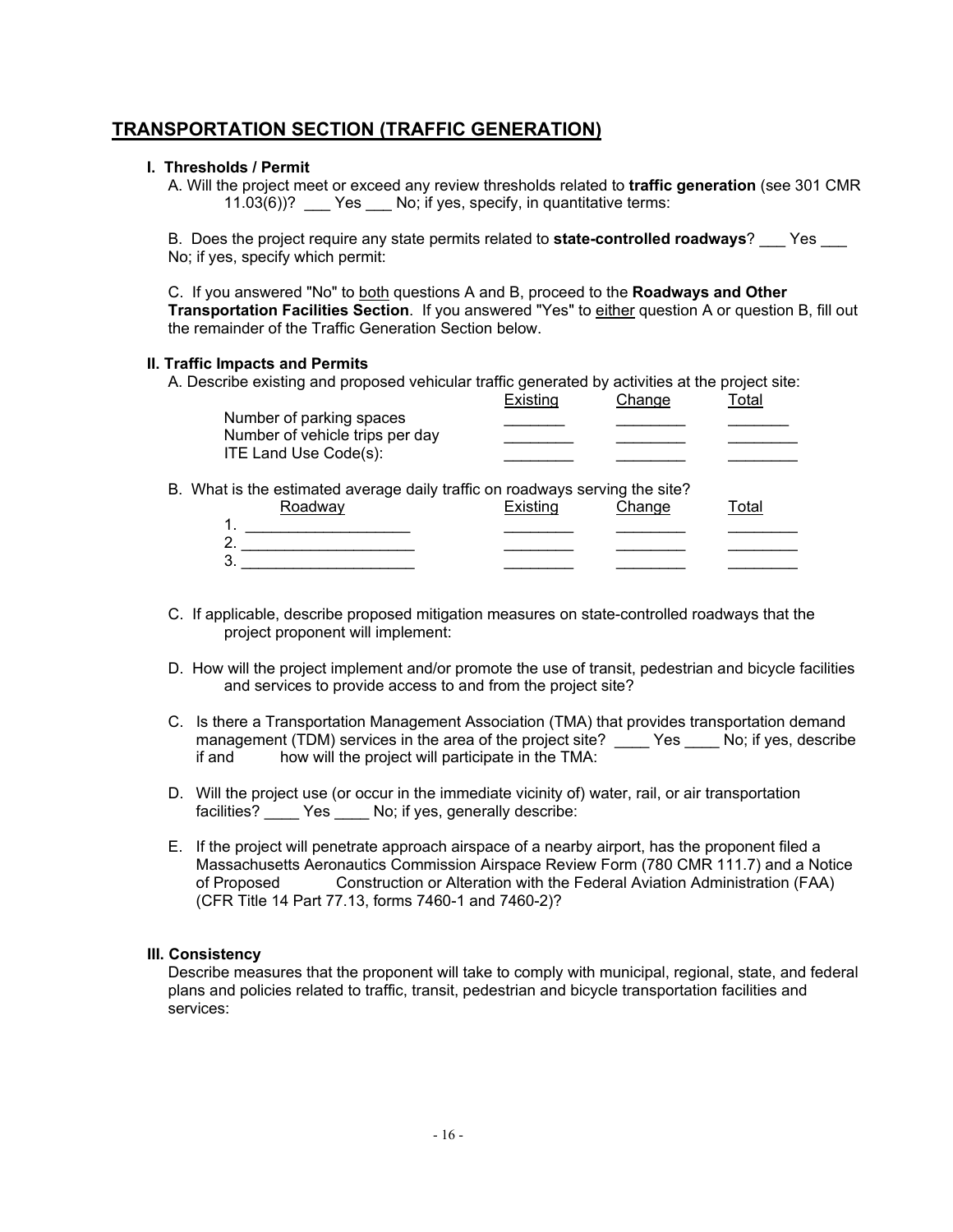## TRANSPORTATION SECTION (TRAFFIC GENERATION)

**I. Thresholds / Permit**

A. Will the project meet or exceed any review thresholds related to **traffic generation** (see 301 CMR 11.03(6))? ___ Yes ___ No; if yes, specify, in quantitative terms:

B. Does the project require any state permits related to **state-controlled roadways**? ___ Yes ___ No; if yes, specify which permit:

C. If you answered "No" to both questions A and B, proceed to the **Roadways and Other Transportation Facilities Section**. If you answered "Yes" to either question A or question B, fill out the remainder of the Traffic Generation Section below.

**II. Traffic Impacts and Permits**

A. Describe existing and proposed vehicular traffic generated by activities at the project site:

| | Existing | Change | Total |
|---|---|---|---|
| Number of parking spaces | _______ | ________ | _______ |
| Number of vehicle trips per day | ________ | ________ | ________ |
| ITE Land Use Code(s): | ________ | ________ | ________ |

B. What is the estimated average daily traffic on roadways serving the site?

| Roadway | Existing | Change | Total |
|---|---|---|---|
| 1. ___________________ | ________ | ________ | ________ |
| 2. ___________________ | ________ | ________ | ________ |
| 3. ___________________ | ________ | ________ | ________ |

C. If applicable, describe proposed mitigation measures on state-controlled roadways that the project proponent will implement:

D. How will the project implement and/or promote the use of transit, pedestrian and bicycle facilities and services to provide access to and from the project site?

C. Is there a Transportation Management Association (TMA) that provides transportation demand management (TDM) services in the area of the project site? ____ Yes ____ No; if yes, describe if and how will the project will participate in the TMA:

D. Will the project use (or occur in the immediate vicinity of) water, rail, or air transportation facilities? ____ Yes ____ No; if yes, generally describe:

E. If the project will penetrate approach airspace of a nearby airport, has the proponent filed a Massachusetts Aeronautics Commission Airspace Review Form (780 CMR 111.7) and a Notice of Proposed Construction or Alteration with the Federal Aviation Administration (FAA) (CFR Title 14 Part 77.13, forms 7460-1 and 7460-2)?

**III. Consistency**

Describe measures that the proponent will take to comply with municipal, regional, state, and federal plans and policies related to traffic, transit, pedestrian and bicycle transportation facilities and services: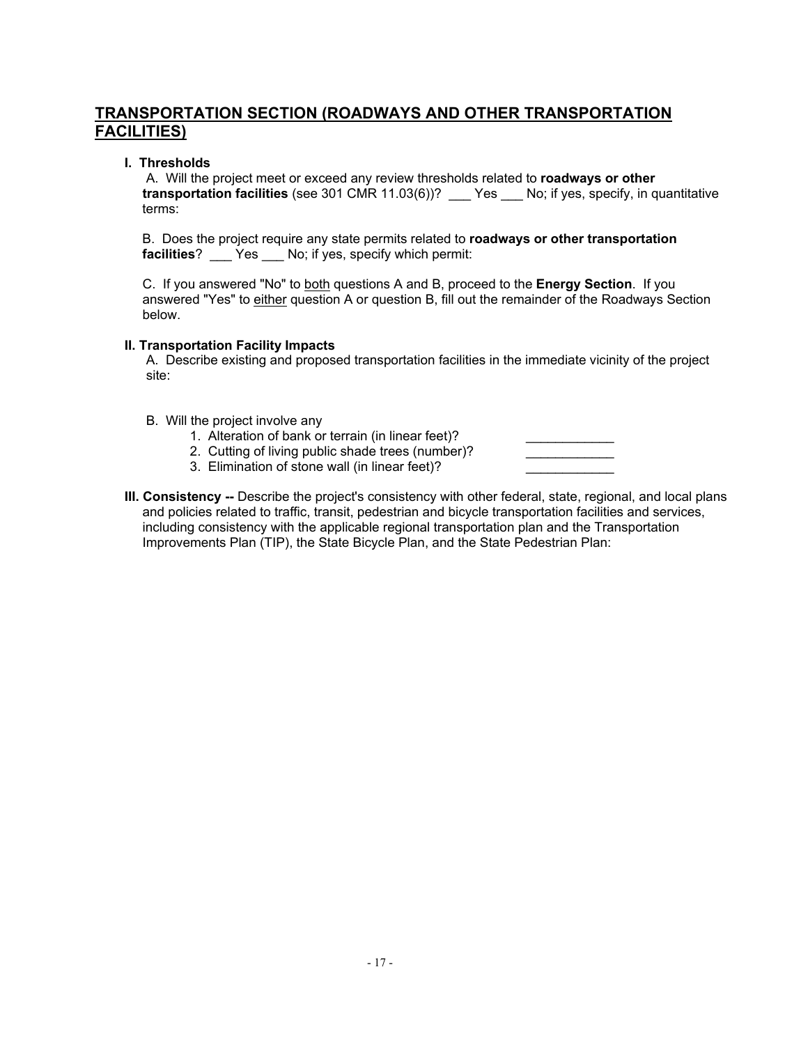## TRANSPORTATION SECTION (ROADWAYS AND OTHER TRANSPORTATION FACILITIES)

**I. Thresholds**

A. Will the project meet or exceed any review thresholds related to **roadways or other transportation facilities** (see 301 CMR 11.03(6))? ___ Yes ___ No; if yes, specify, in quantitative terms:

B. Does the project require any state permits related to **roadways or other transportation facilities**? ___ Yes ___ No; if yes, specify which permit:

C. If you answered "No" to both questions A and B, proceed to the **Energy Section**. If you answered "Yes" to either question A or question B, fill out the remainder of the Roadways Section below.

**II. Transportation Facility Impacts**

A. Describe existing and proposed transportation facilities in the immediate vicinity of the project site:

B. Will the project involve any

1. Alteration of bank or terrain (in linear feet)? ____________
2. Cutting of living public shade trees (number)? ____________
3. Elimination of stone wall (in linear feet)? ____________

**III. Consistency --** Describe the project's consistency with other federal, state, regional, and local plans and policies related to traffic, transit, pedestrian and bicycle transportation facilities and services, including consistency with the applicable regional transportation plan and the Transportation Improvements Plan (TIP), the State Bicycle Plan, and the State Pedestrian Plan: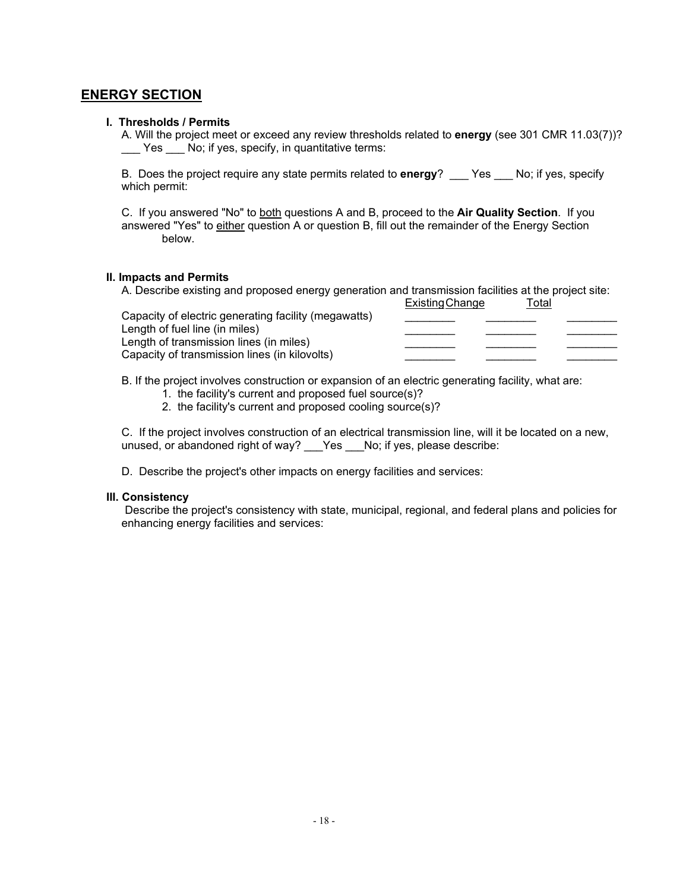## ENERGY SECTION

**I. Thresholds / Permits**

A. Will the project meet or exceed any review thresholds related to **energy** (see 301 CMR 11.03(7))? ___ Yes ___ No; if yes, specify, in quantitative terms:

B. Does the project require any state permits related to **energy**? ___ Yes ___ No; if yes, specify which permit:

C. If you answered "No" to both questions A and B, proceed to the **Air Quality Section**. If you answered "Yes" to either question A or question B, fill out the remainder of the Energy Section below.

**II. Impacts and Permits**

A. Describe existing and proposed energy generation and transmission facilities at the project site:

| | Existing | Change | Total |
|---|---|---|---|
| Capacity of electric generating facility (megawatts) | ________ | ________ | ________ |
| Length of fuel line (in miles) | ________ | ________ | ________ |
| Length of transmission lines (in miles) | ________ | ________ | ________ |
| Capacity of transmission lines (in kilovolts) | ________ | ________ | ________ |

B. If the project involves construction or expansion of an electric generating facility, what are:

1. the facility's current and proposed fuel source(s)?
2. the facility's current and proposed cooling source(s)?

C. If the project involves construction of an electrical transmission line, will it be located on a new, unused, or abandoned right of way? ___Yes ___No; if yes, please describe:

D. Describe the project's other impacts on energy facilities and services:

**III. Consistency**

Describe the project's consistency with state, municipal, regional, and federal plans and policies for enhancing energy facilities and services: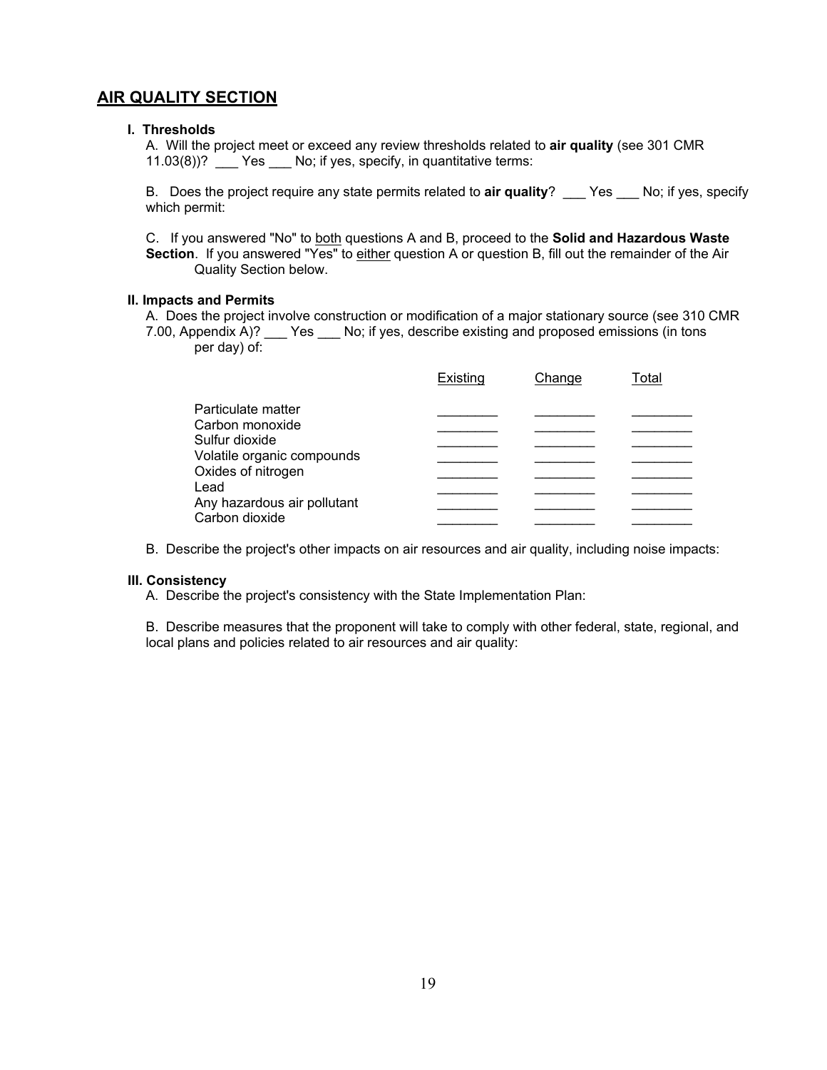## AIR QUALITY SECTION

**I. Thresholds**

A. Will the project meet or exceed any review thresholds related to **air quality** (see 301 CMR 11.03(8))? ___ Yes ___ No; if yes, specify, in quantitative terms:

B. Does the project require any state permits related to **air quality**? ___ Yes ___ No; if yes, specify which permit:

C. If you answered "No" to <u>both</u> questions A and B, proceed to the **Solid and Hazardous Waste Section**. If you answered "Yes" to <u>either</u> question A or question B, fill out the remainder of the Air Quality Section below.

**II. Impacts and Permits**

A. Does the project involve construction or modification of a major stationary source (see 310 CMR 7.00, Appendix A)? ___ Yes ___ No; if yes, describe existing and proposed emissions (in tons per day) of:

| | Existing | Change | Total |
|---|---|---|---|
| Particulate matter | ________ | ________ | ________ |
| Carbon monoxide | ________ | ________ | ________ |
| Sulfur dioxide | ________ | ________ | ________ |
| Volatile organic compounds | ________ | ________ | ________ |
| Oxides of nitrogen | ________ | ________ | ________ |
| Lead | ________ | ________ | ________ |
| Any hazardous air pollutant | ________ | ________ | ________ |
| Carbon dioxide | ________ | ________ | ________ |

B. Describe the project's other impacts on air resources and air quality, including noise impacts:

**III. Consistency**

A. Describe the project's consistency with the State Implementation Plan:

B. Describe measures that the proponent will take to comply with other federal, state, regional, and local plans and policies related to air resources and air quality: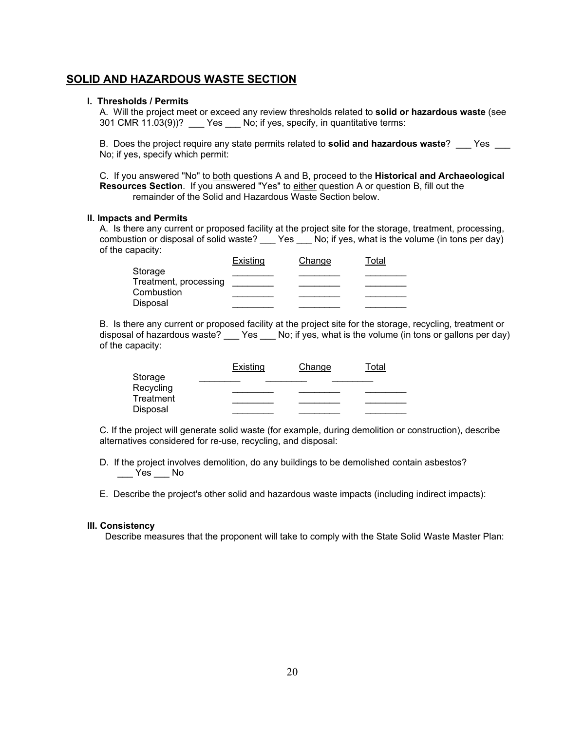## SOLID AND HAZARDOUS WASTE SECTION

**I. Thresholds / Permits**

A. Will the project meet or exceed any review thresholds related to **solid or hazardous waste** (see 301 CMR 11.03(9))? ___ Yes ___ No; if yes, specify, in quantitative terms:

B. Does the project require any state permits related to **solid and hazardous waste**? ___ Yes ___ No; if yes, specify which permit:

C. If you answered "No" to both questions A and B, proceed to the **Historical and Archaeological Resources Section**. If you answered "Yes" to either question A or question B, fill out the remainder of the Solid and Hazardous Waste Section below.

**II. Impacts and Permits**

A. Is there any current or proposed facility at the project site for the storage, treatment, processing, combustion or disposal of solid waste? ___ Yes ___ No; if yes, what is the volume (in tons per day) of the capacity:

| | Existing | Change | Total |
|---|---|---|---|
| Storage | ________ | ________ | ________ |
| Treatment, processing | ________ | ________ | ________ |
| Combustion | ________ | ________ | ________ |
| Disposal | ________ | ________ | ________ |

B. Is there any current or proposed facility at the project site for the storage, recycling, treatment or disposal of hazardous waste? ___ Yes ___ No; if yes, what is the volume (in tons or gallons per day) of the capacity:

| | Existing | Change | Total |
|---|---|---|---|
| Storage | ________ | ________ | ________ |
| Recycling | ________ | ________ | ________ |
| Treatment | ________ | ________ | ________ |
| Disposal | ________ | ________ | ________ |

C. If the project will generate solid waste (for example, during demolition or construction), describe alternatives considered for re-use, recycling, and disposal:

D. If the project involves demolition, do any buildings to be demolished contain asbestos? ___ Yes ___ No

E. Describe the project's other solid and hazardous waste impacts (including indirect impacts):

**III. Consistency**

Describe measures that the proponent will take to comply with the State Solid Waste Master Plan: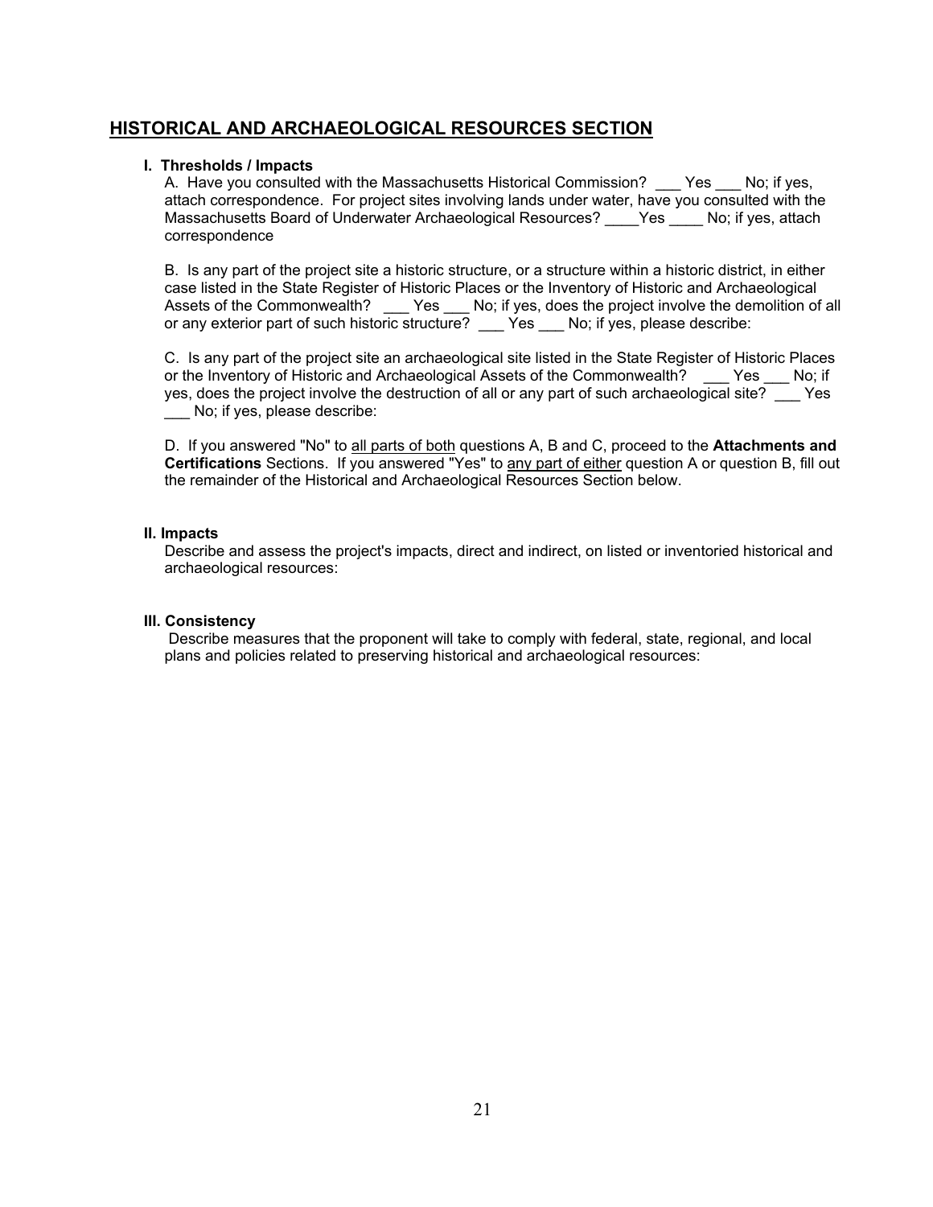## HISTORICAL AND ARCHAEOLOGICAL RESOURCES SECTION

**I. Thresholds / Impacts**

A. Have you consulted with the Massachusetts Historical Commission? ___ Yes ___ No; if yes, attach correspondence. For project sites involving lands under water, have you consulted with the Massachusetts Board of Underwater Archaeological Resources? ____Yes ____ No; if yes, attach correspondence

B. Is any part of the project site a historic structure, or a structure within a historic district, in either case listed in the State Register of Historic Places or the Inventory of Historic and Archaeological Assets of the Commonwealth? ___ Yes ___ No; if yes, does the project involve the demolition of all or any exterior part of such historic structure? ___ Yes ___ No; if yes, please describe:

C. Is any part of the project site an archaeological site listed in the State Register of Historic Places or the Inventory of Historic and Archaeological Assets of the Commonwealth? ___ Yes ___ No; if yes, does the project involve the destruction of all or any part of such archaeological site? ___ Yes ___ No; if yes, please describe:

D. If you answered "No" to <u>all parts of both</u> questions A, B and C, proceed to the **Attachments and Certifications** Sections. If you answered "Yes" to <u>any part of either</u> question A or question B, fill out the remainder of the Historical and Archaeological Resources Section below.

**II. Impacts**

Describe and assess the project's impacts, direct and indirect, on listed or inventoried historical and archaeological resources:

**III. Consistency**

Describe measures that the proponent will take to comply with federal, state, regional, and local plans and policies related to preserving historical and archaeological resources: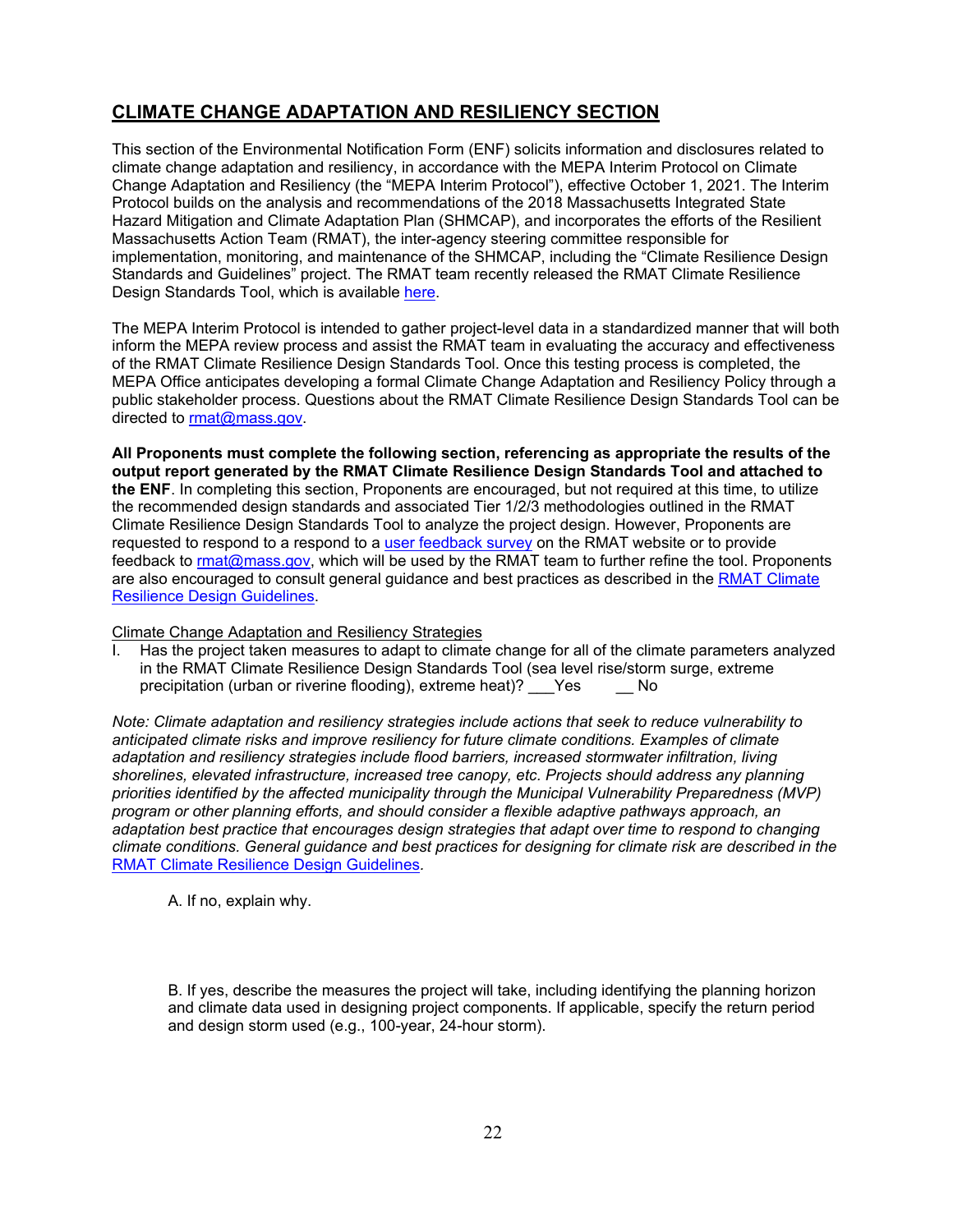## CLIMATE CHANGE ADAPTATION AND RESILIENCY SECTION

This section of the Environmental Notification Form (ENF) solicits information and disclosures related to climate change adaptation and resiliency, in accordance with the MEPA Interim Protocol on Climate Change Adaptation and Resiliency (the "MEPA Interim Protocol"), effective October 1, 2021. The Interim Protocol builds on the analysis and recommendations of the 2018 Massachusetts Integrated State Hazard Mitigation and Climate Adaptation Plan (SHMCAP), and incorporates the efforts of the Resilient Massachusetts Action Team (RMAT), the inter-agency steering committee responsible for implementation, monitoring, and maintenance of the SHMCAP, including the "Climate Resilience Design Standards and Guidelines" project. The RMAT team recently released the RMAT Climate Resilience Design Standards Tool, which is available here.

The MEPA Interim Protocol is intended to gather project-level data in a standardized manner that will both inform the MEPA review process and assist the RMAT team in evaluating the accuracy and effectiveness of the RMAT Climate Resilience Design Standards Tool. Once this testing process is completed, the MEPA Office anticipates developing a formal Climate Change Adaptation and Resiliency Policy through a public stakeholder process. Questions about the RMAT Climate Resilience Design Standards Tool can be directed to rmat@mass.gov.

**All Proponents must complete the following section, referencing as appropriate the results of the output report generated by the RMAT Climate Resilience Design Standards Tool and attached to the ENF**. In completing this section, Proponents are encouraged, but not required at this time, to utilize the recommended design standards and associated Tier 1/2/3 methodologies outlined in the RMAT Climate Resilience Design Standards Tool to analyze the project design. However, Proponents are requested to respond to a respond to a user feedback survey on the RMAT website or to provide feedback to rmat@mass.gov, which will be used by the RMAT team to further refine the tool. Proponents are also encouraged to consult general guidance and best practices as described in the RMAT Climate Resilience Design Guidelines.

Climate Change Adaptation and Resiliency Strategies

I. Has the project taken measures to adapt to climate change for all of the climate parameters analyzed in the RMAT Climate Resilience Design Standards Tool (sea level rise/storm surge, extreme precipitation (urban or riverine flooding), extreme heat)? ___Yes __ No

*Note: Climate adaptation and resiliency strategies include actions that seek to reduce vulnerability to anticipated climate risks and improve resiliency for future climate conditions. Examples of climate adaptation and resiliency strategies include flood barriers, increased stormwater infiltration, living shorelines, elevated infrastructure, increased tree canopy, etc. Projects should address any planning priorities identified by the affected municipality through the Municipal Vulnerability Preparedness (MVP) program or other planning efforts, and should consider a flexible adaptive pathways approach, an adaptation best practice that encourages design strategies that adapt over time to respond to changing climate conditions. General guidance and best practices for designing for climate risk are described in the RMAT Climate Resilience Design Guidelines.*

A. If no, explain why.

B. If yes, describe the measures the project will take, including identifying the planning horizon and climate data used in designing project components. If applicable, specify the return period and design storm used (e.g., 100-year, 24-hour storm).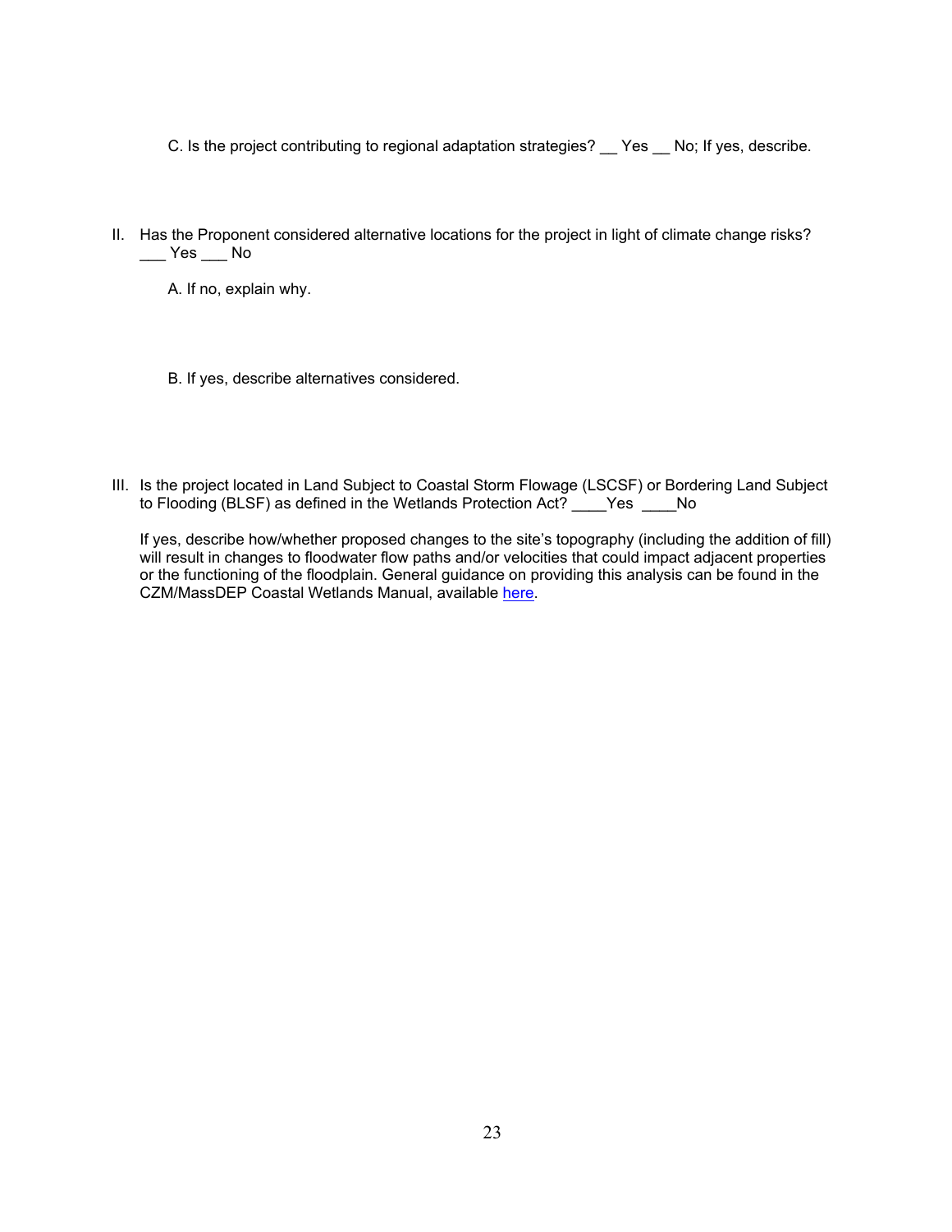C. Is the project contributing to regional adaptation strategies? __ Yes __ No; If yes, describe.

II. Has the Proponent considered alternative locations for the project in light of climate change risks? ___ Yes ___ No

A. If no, explain why.

B. If yes, describe alternatives considered.

III. Is the project located in Land Subject to Coastal Storm Flowage (LSCSF) or Bordering Land Subject to Flooding (BLSF) as defined in the Wetlands Protection Act? ____Yes ____No

If yes, describe how/whether proposed changes to the site's topography (including the addition of fill) will result in changes to floodwater flow paths and/or velocities that could impact adjacent properties or the functioning of the floodplain. General guidance on providing this analysis can be found in the CZM/MassDEP Coastal Wetlands Manual, available here.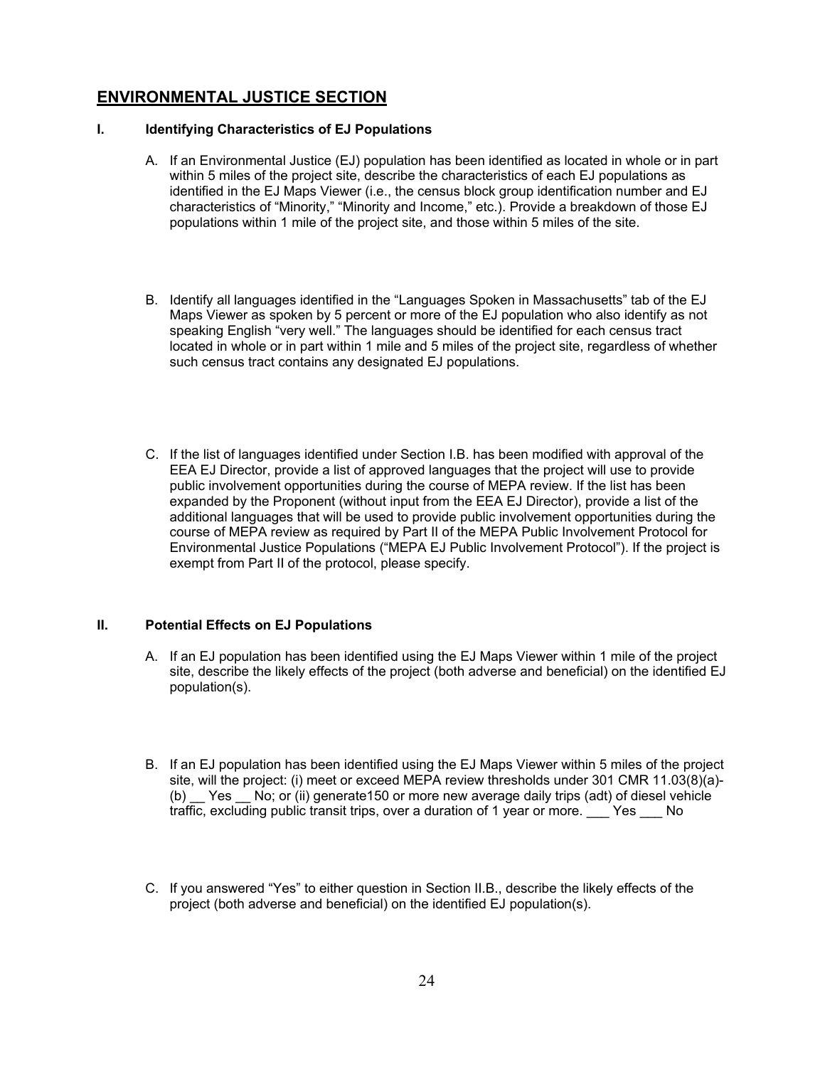## ENVIRONMENTAL JUSTICE SECTION

**I. Identifying Characteristics of EJ Populations**

A. If an Environmental Justice (EJ) population has been identified as located in whole or in part within 5 miles of the project site, describe the characteristics of each EJ populations as identified in the EJ Maps Viewer (i.e., the census block group identification number and EJ characteristics of "Minority," "Minority and Income," etc.). Provide a breakdown of those EJ populations within 1 mile of the project site, and those within 5 miles of the site.

B. Identify all languages identified in the "Languages Spoken in Massachusetts" tab of the EJ Maps Viewer as spoken by 5 percent or more of the EJ population who also identify as not speaking English "very well." The languages should be identified for each census tract located in whole or in part within 1 mile and 5 miles of the project site, regardless of whether such census tract contains any designated EJ populations.

C. If the list of languages identified under Section I.B. has been modified with approval of the EEA EJ Director, provide a list of approved languages that the project will use to provide public involvement opportunities during the course of MEPA review. If the list has been expanded by the Proponent (without input from the EEA EJ Director), provide a list of the additional languages that will be used to provide public involvement opportunities during the course of MEPA review as required by Part II of the MEPA Public Involvement Protocol for Environmental Justice Populations ("MEPA EJ Public Involvement Protocol"). If the project is exempt from Part II of the protocol, please specify.

**II. Potential Effects on EJ Populations**

A. If an EJ population has been identified using the EJ Maps Viewer within 1 mile of the project site, describe the likely effects of the project (both adverse and beneficial) on the identified EJ population(s).

B. If an EJ population has been identified using the EJ Maps Viewer within 5 miles of the project site, will the project: (i) meet or exceed MEPA review thresholds under 301 CMR 11.03(8)(a)-(b) __ Yes __ No; or (ii) generate150 or more new average daily trips (adt) of diesel vehicle traffic, excluding public transit trips, over a duration of 1 year or more. ___ Yes ___ No

C. If you answered "Yes" to either question in Section II.B., describe the likely effects of the project (both adverse and beneficial) on the identified EJ population(s).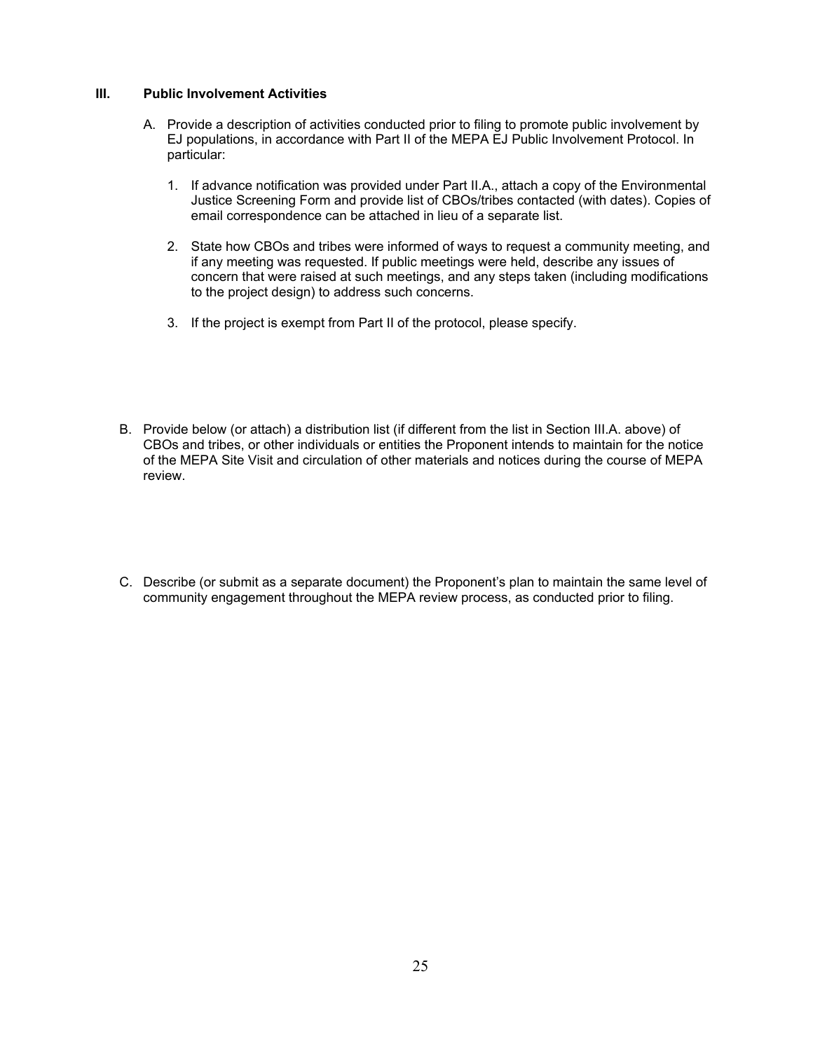### III. Public Involvement Activities

A. Provide a description of activities conducted prior to filing to promote public involvement by EJ populations, in accordance with Part II of the MEPA EJ Public Involvement Protocol. In particular:

   1. If advance notification was provided under Part II.A., attach a copy of the Environmental Justice Screening Form and provide list of CBOs/tribes contacted (with dates). Copies of email correspondence can be attached in lieu of a separate list.

   2. State how CBOs and tribes were informed of ways to request a community meeting, and if any meeting was requested. If public meetings were held, describe any issues of concern that were raised at such meetings, and any steps taken (including modifications to the project design) to address such concerns.

   3. If the project is exempt from Part II of the protocol, please specify.

B. Provide below (or attach) a distribution list (if different from the list in Section III.A. above) of CBOs and tribes, or other individuals or entities the Proponent intends to maintain for the notice of the MEPA Site Visit and circulation of other materials and notices during the course of MEPA review.

C. Describe (or submit as a separate document) the Proponent's plan to maintain the same level of community engagement throughout the MEPA review process, as conducted prior to filing.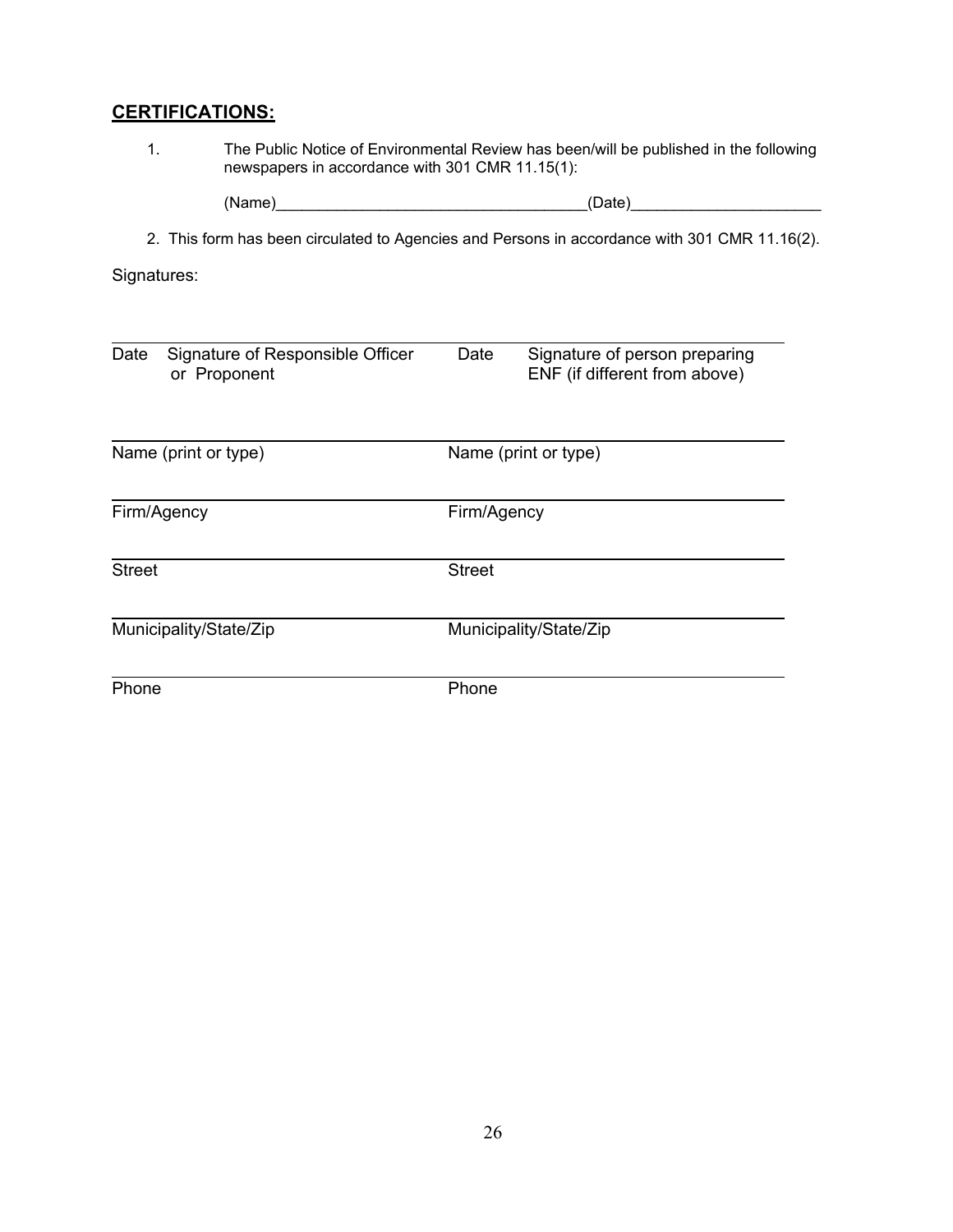## **CERTIFICATIONS:**

1. The Public Notice of Environmental Review has been/will be published in the following newspapers in accordance with 301 CMR 11.15(1):

   (Name)____________________________________(Date)______________________

2. This form has been circulated to Agencies and Persons in accordance with 301 CMR 11.16(2).

Signatures:

| | |
|---|---|
| Date Signature of Responsible Officer or Proponent | Date Signature of person preparing ENF (if different from above) |
| Name (print or type) | Name (print or type) |
| Firm/Agency | Firm/Agency |
| Street | Street |
| Municipality/State/Zip | Municipality/State/Zip |
| Phone | Phone |